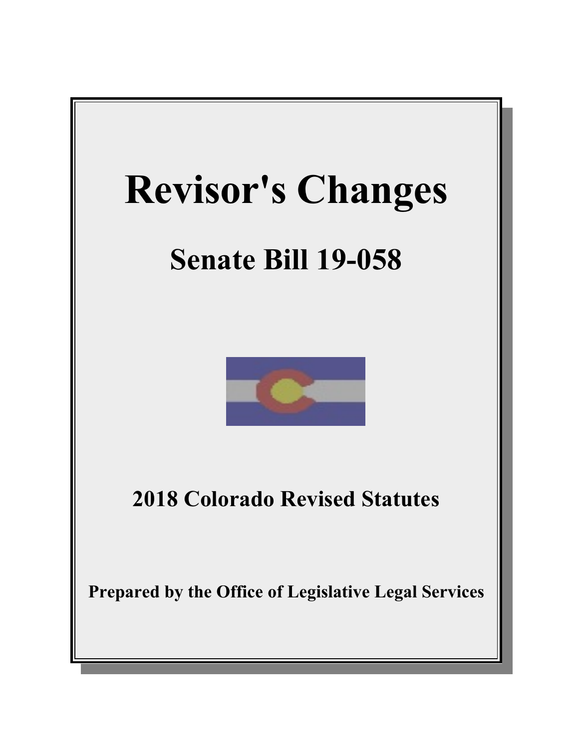# Revisor's Changes

## Senate Bill 19-058

**2018 Colorado Revised Statutes**

**Prepared by the Office of Legislative Legal Services**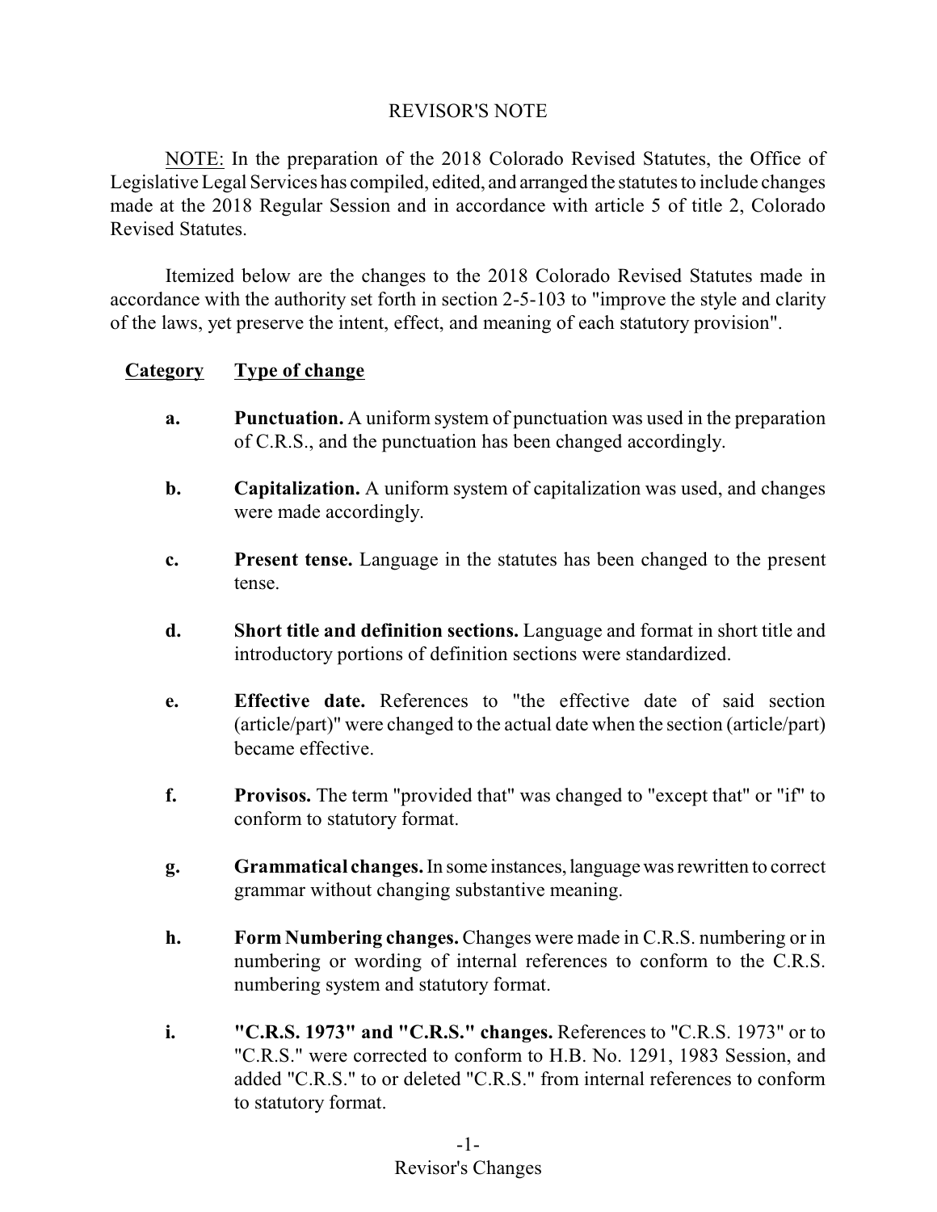# REVISOR'S NOTE

<u>NOTE:</u> In the preparation of the 2018 Colorado Revised Statutes, the Office of Legislative Legal Services has compiled, edited, and arranged the statutes to include changes made at the 2018 Regular Session and in accordance with article 5 of title 2, Colorado Revised Statutes.

Itemized below are the changes to the 2018 Colorado Revised Statutes made in accordance with the authority set forth in section 2-5-103 to "improve the style and clarity of the laws, yet preserve the intent, effect, and meaning of each statutory provision".

| <u>Category</u> | <u>Type of change</u> |
|---|---|
| **a.** | **Punctuation.** A uniform system of punctuation was used in the preparation of C.R.S., and the punctuation has been changed accordingly. |
| **b.** | **Capitalization.** A uniform system of capitalization was used, and changes were made accordingly. |
| **c.** | **Present tense.** Language in the statutes has been changed to the present tense. |
| **d.** | **Short title and definition sections.** Language and format in short title and introductory portions of definition sections were standardized. |
| **e.** | **Effective date.** References to "the effective date of said section (article/part)" were changed to the actual date when the section (article/part) became effective. |
| **f.** | **Provisos.** The term "provided that" was changed to "except that" or "if" to conform to statutory format. |
| **g.** | **Grammatical changes.** In some instances, language was rewritten to correct grammar without changing substantive meaning. |
| **h.** | **Form Numbering changes.** Changes were made in C.R.S. numbering or in numbering or wording of internal references to conform to the C.R.S. numbering system and statutory format. |
| **i.** | **"C.R.S. 1973" and "C.R.S." changes.** References to "C.R.S. 1973" or to "C.R.S." were corrected to conform to H.B. No. 1291, 1983 Session, and added "C.R.S." to or deleted "C.R.S." from internal references to conform to statutory format. |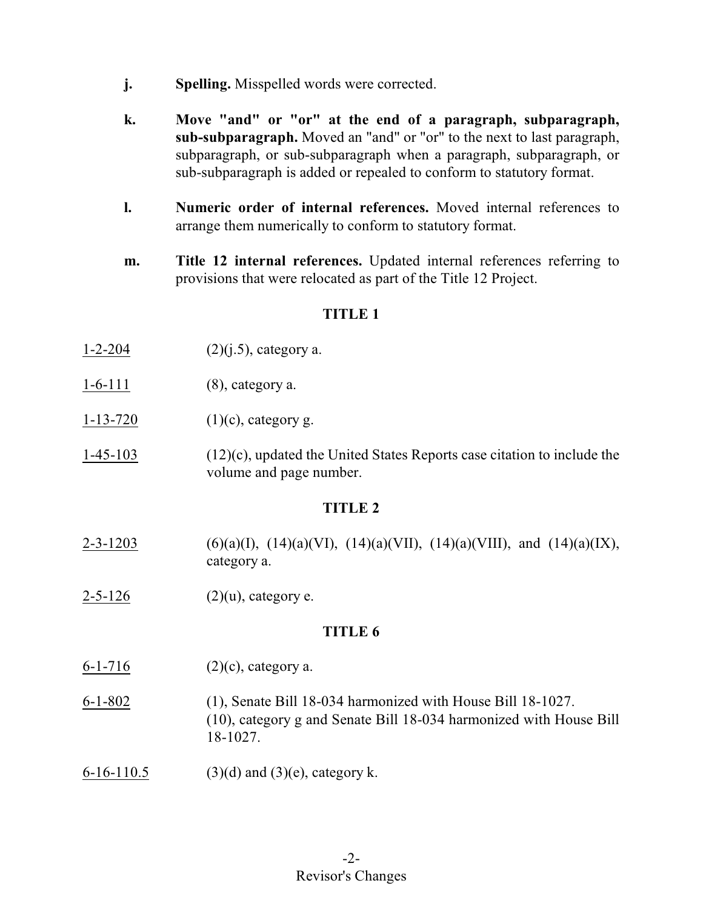- **j.** **Spelling.** Misspelled words were corrected.

- **k.** **Move "and" or "or" at the end of a paragraph, subparagraph, sub-subparagraph.** Moved an "and" or "or" to the next to last paragraph, subparagraph, or sub-subparagraph when a paragraph, subparagraph, or sub-subparagraph is added or repealed to conform to statutory format.

- **l.** **Numeric order of internal references.** Moved internal references to arrange them numerically to conform to statutory format.

- **m.** **Title 12 internal references.** Updated internal references referring to provisions that were relocated as part of the Title 12 Project.

## TITLE 1

1-2-204 (2)(j.5), category a.

1-6-111 (8), category a.

1-13-720 (1)(c), category g.

1-45-103 (12)(c), updated the United States Reports case citation to include the volume and page number.

## TITLE 2

2-3-1203 (6)(a)(I), (14)(a)(VI), (14)(a)(VII), (14)(a)(VIII), and (14)(a)(IX), category a.

2-5-126 (2)(u), category e.

## TITLE 6

6-1-716 (2)(c), category a.

6-1-802 (1), Senate Bill 18-034 harmonized with House Bill 18-1027.
(10), category g and Senate Bill 18-034 harmonized with House Bill 18-1027.

6-16-110.5 (3)(d) and (3)(e), category k.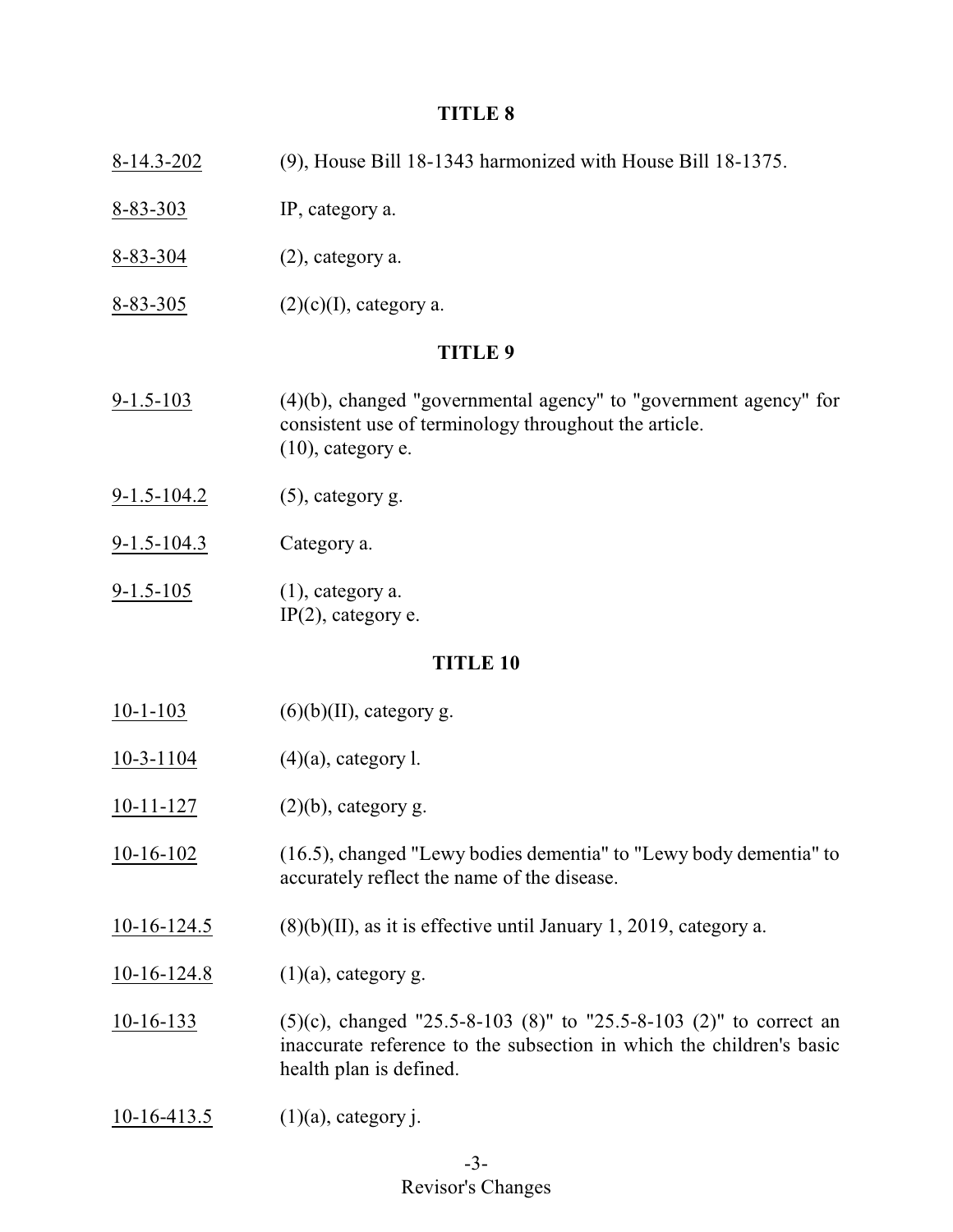## TITLE 8

| | |
|---|---|
| 8-14.3-202 | (9), House Bill 18-1343 harmonized with House Bill 18-1375. |
| 8-83-303 | IP, category a. |
| 8-83-304 | (2), category a. |
| 8-83-305 | (2)(c)(I), category a. |

## TITLE 9

| | |
|---|---|
| 9-1.5-103 | (4)(b), changed "governmental agency" to "government agency" for consistent use of terminology throughout the article.<br>(10), category e. |
| 9-1.5-104.2 | (5), category g. |
| 9-1.5-104.3 | Category a. |
| 9-1.5-105 | (1), category a.<br>IP(2), category e. |

## TITLE 10

| | |
|---|---|
| 10-1-103 | (6)(b)(II), category g. |
| 10-3-1104 | (4)(a), category l. |
| 10-11-127 | (2)(b), category g. |
| 10-16-102 | (16.5), changed "Lewy bodies dementia" to "Lewy body dementia" to accurately reflect the name of the disease. |
| 10-16-124.5 | (8)(b)(II), as it is effective until January 1, 2019, category a. |
| 10-16-124.8 | (1)(a), category g. |
| 10-16-133 | (5)(c), changed "25.5-8-103 (8)" to "25.5-8-103 (2)" to correct an inaccurate reference to the subsection in which the children's basic health plan is defined. |
| 10-16-413.5 | (1)(a), category j. |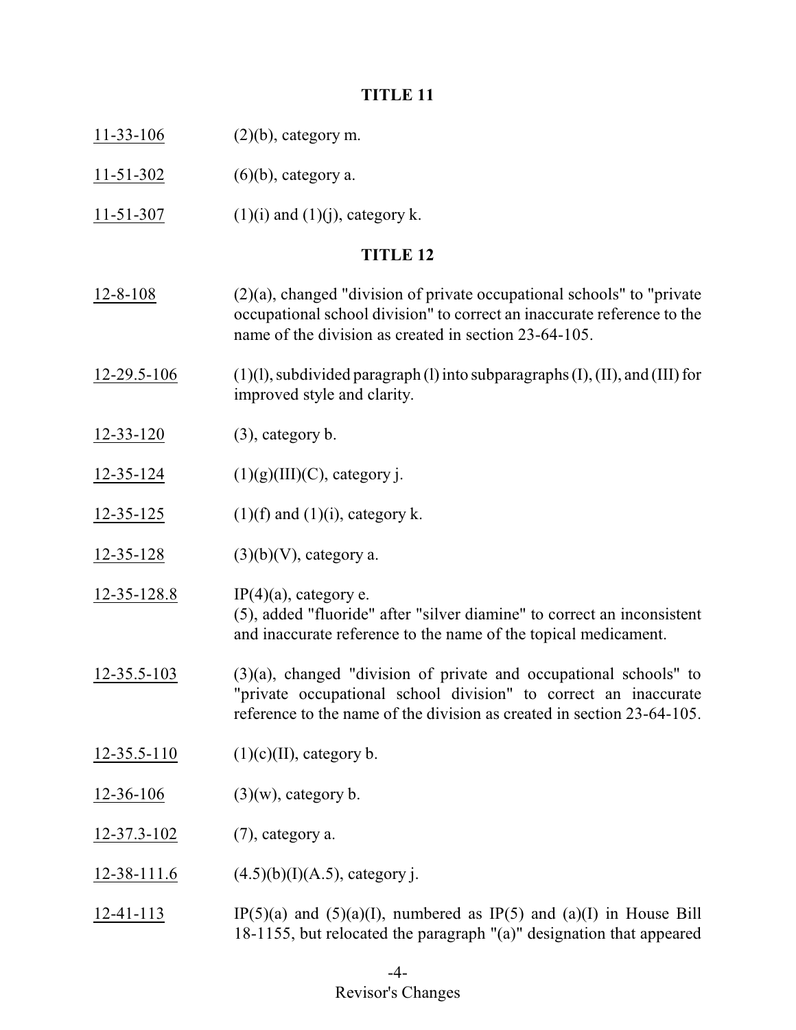## TITLE 11

11-33-106 (2)(b), category m.

11-51-302 (6)(b), category a.

11-51-307 (1)(i) and (1)(j), category k.

## TITLE 12

12-8-108 (2)(a), changed "division of private occupational schools" to "private occupational school division" to correct an inaccurate reference to the name of the division as created in section 23-64-105.

12-29.5-106 (1)(l), subdivided paragraph (l) into subparagraphs (I), (II), and (III) for improved style and clarity.

12-33-120 (3), category b.

12-35-124 (1)(g)(III)(C), category j.

12-35-125 (1)(f) and (1)(i), category k.

12-35-128 (3)(b)(V), category a.

12-35-128.8 IP(4)(a), category e.
(5), added "fluoride" after "silver diamine" to correct an inconsistent and inaccurate reference to the name of the topical medicament.

12-35.5-103 (3)(a), changed "division of private and occupational schools" to "private occupational school division" to correct an inaccurate reference to the name of the division as created in section 23-64-105.

12-35.5-110 (1)(c)(II), category b.

12-36-106 (3)(w), category b.

12-37.3-102 (7), category a.

12-38-111.6 (4.5)(b)(I)(A.5), category j.

12-41-113 IP(5)(a) and (5)(a)(I), numbered as IP(5) and (a)(I) in House Bill 18-1155, but relocated the paragraph "(a)" designation that appeared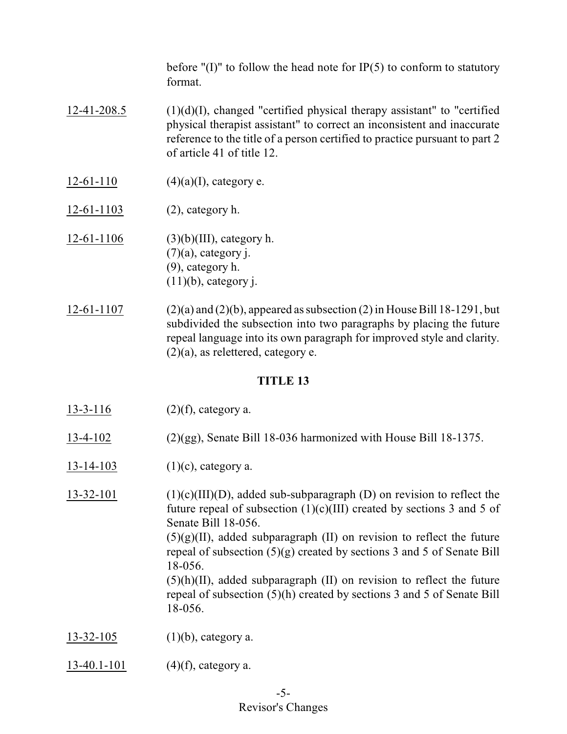before "(I)" to follow the head note for IP(5) to conform to statutory format.

| | |
|---|---|
| 12-41-208.5 | (1)(d)(I), changed "certified physical therapy assistant" to "certified physical therapist assistant" to correct an inconsistent and inaccurate reference to the title of a person certified to practice pursuant to part 2 of article 41 of title 12. |
| 12-61-110 | (4)(a)(I), category e. |
| 12-61-1103 | (2), category h. |
| 12-61-1106 | (3)(b)(III), category h.<br>(7)(a), category j.<br>(9), category h.<br>(11)(b), category j. |
| 12-61-1107 | (2)(a) and (2)(b), appeared as subsection (2) in House Bill 18-1291, but subdivided the subsection into two paragraphs by placing the future repeal language into its own paragraph for improved style and clarity.<br>(2)(a), as relettered, category e. |

## TITLE 13

| | |
|---|---|
| 13-3-116 | (2)(f), category a. |
| 13-4-102 | (2)(gg), Senate Bill 18-036 harmonized with House Bill 18-1375. |
| 13-14-103 | (1)(c), category a. |
| 13-32-101 | (1)(c)(III)(D), added sub-subparagraph (D) on revision to reflect the future repeal of subsection (1)(c)(III) created by sections 3 and 5 of Senate Bill 18-056.<br>(5)(g)(II), added subparagraph (II) on revision to reflect the future repeal of subsection (5)(g) created by sections 3 and 5 of Senate Bill 18-056.<br>(5)(h)(II), added subparagraph (II) on revision to reflect the future repeal of subsection (5)(h) created by sections 3 and 5 of Senate Bill 18-056. |
| 13-32-105 | (1)(b), category a. |
| 13-40.1-101 | (4)(f), category a. |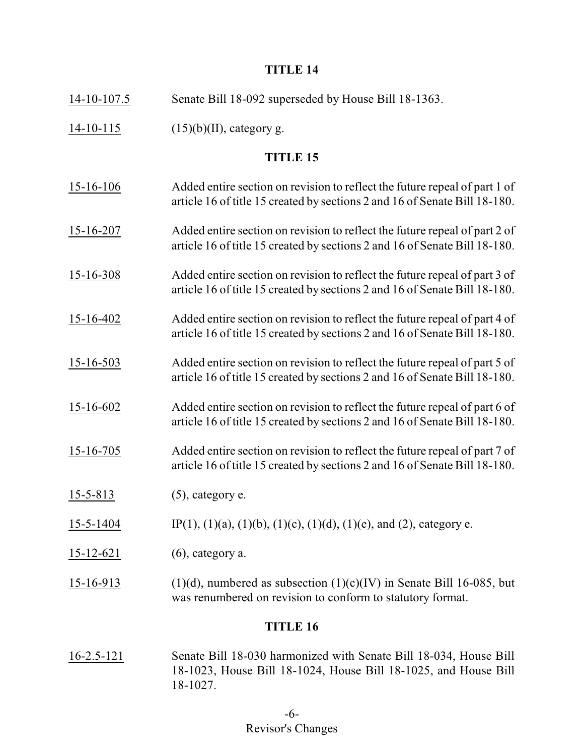## TITLE 14

<u>14-10-107.5</u> Senate Bill 18-092 superseded by House Bill 18-1363.

<u>14-10-115</u> (15)(b)(II), category g.

## TITLE 15

<u>15-16-106</u> Added entire section on revision to reflect the future repeal of part 1 of article 16 of title 15 created by sections 2 and 16 of Senate Bill 18-180.

<u>15-16-207</u> Added entire section on revision to reflect the future repeal of part 2 of article 16 of title 15 created by sections 2 and 16 of Senate Bill 18-180.

<u>15-16-308</u> Added entire section on revision to reflect the future repeal of part 3 of article 16 of title 15 created by sections 2 and 16 of Senate Bill 18-180.

<u>15-16-402</u> Added entire section on revision to reflect the future repeal of part 4 of article 16 of title 15 created by sections 2 and 16 of Senate Bill 18-180.

<u>15-16-503</u> Added entire section on revision to reflect the future repeal of part 5 of article 16 of title 15 created by sections 2 and 16 of Senate Bill 18-180.

<u>15-16-602</u> Added entire section on revision to reflect the future repeal of part 6 of article 16 of title 15 created by sections 2 and 16 of Senate Bill 18-180.

<u>15-16-705</u> Added entire section on revision to reflect the future repeal of part 7 of article 16 of title 15 created by sections 2 and 16 of Senate Bill 18-180.

<u>15-5-813</u> (5), category e.

<u>15-5-1404</u> IP(1), (1)(a), (1)(b), (1)(c), (1)(d), (1)(e), and (2), category e.

<u>15-12-621</u> (6), category a.

<u>15-16-913</u> (1)(d), numbered as subsection (1)(c)(IV) in Senate Bill 16-085, but was renumbered on revision to conform to statutory format.

## TITLE 16

<u>16-2.5-121</u> Senate Bill 18-030 harmonized with Senate Bill 18-034, House Bill 18-1023, House Bill 18-1024, House Bill 18-1025, and House Bill 18-1027.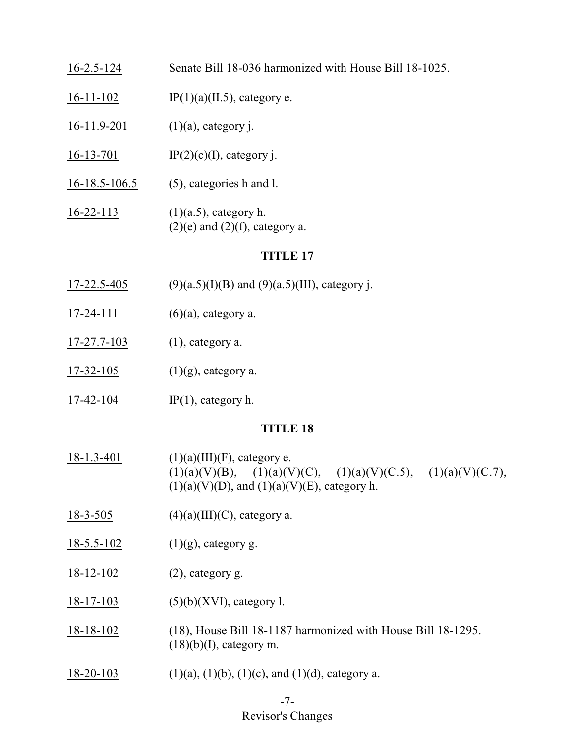| | |
|---|---|
| 16-2.5-124 | Senate Bill 18-036 harmonized with House Bill 18-1025. |
| 16-11-102 | IP(1)(a)(II.5), category e. |
| 16-11.9-201 | (1)(a), category j. |
| 16-13-701 | IP(2)(c)(I), category j. |
| 16-18.5-106.5 | (5), categories h and l. |
| 16-22-113 | (1)(a.5), category h.<br>(2)(e) and (2)(f), category a. |

## TITLE 17

| | |
|---|---|
| 17-22.5-405 | (9)(a.5)(I)(B) and (9)(a.5)(III), category j. |
| 17-24-111 | (6)(a), category a. |
| 17-27.7-103 | (1), category a. |
| 17-32-105 | (1)(g), category a. |
| 17-42-104 | IP(1), category h. |

## TITLE 18

| | |
|---|---|
| 18-1.3-401 | (1)(a)(III)(F), category e.<br>(1)(a)(V)(B), (1)(a)(V)(C), (1)(a)(V)(C.5), (1)(a)(V)(C.7), (1)(a)(V)(D), and (1)(a)(V)(E), category h. |
| 18-3-505 | (4)(a)(III)(C), category a. |
| 18-5.5-102 | (1)(g), category g. |
| 18-12-102 | (2), category g. |
| 18-17-103 | (5)(b)(XVI), category l. |
| 18-18-102 | (18), House Bill 18-1187 harmonized with House Bill 18-1295.<br>(18)(b)(I), category m. |
| 18-20-103 | (1)(a), (1)(b), (1)(c), and (1)(d), category a. |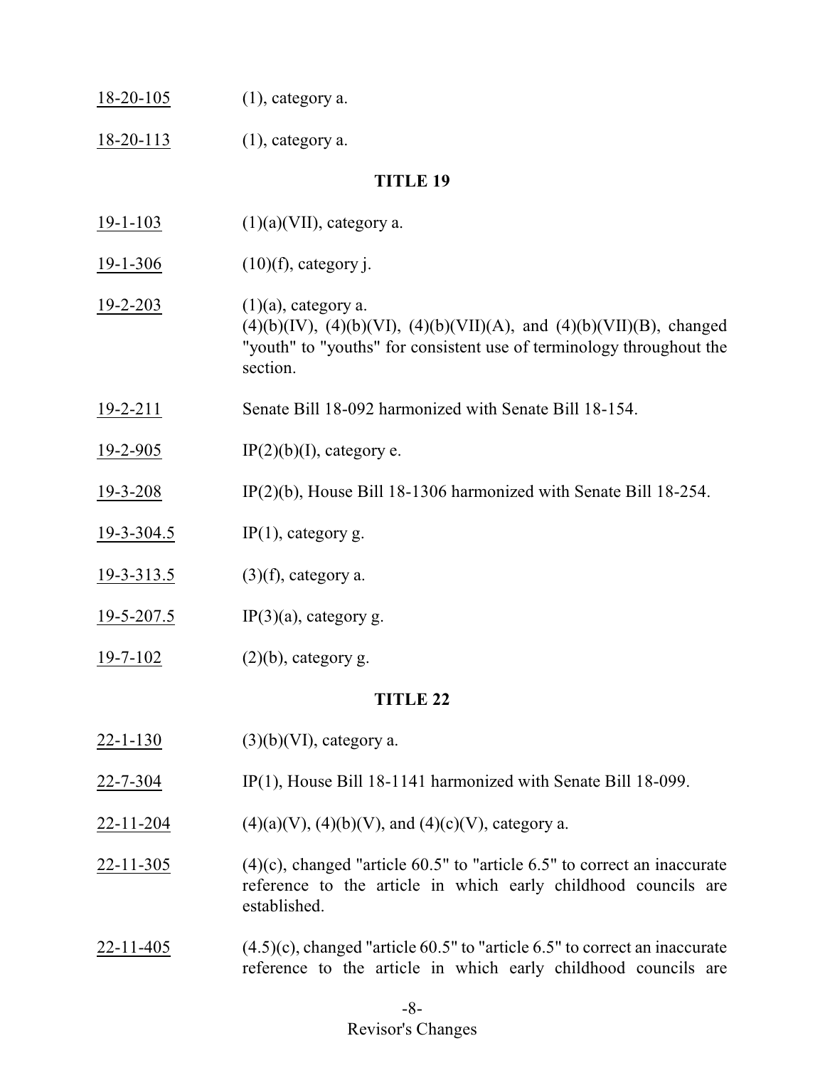18-20-105 (1), category a.

18-20-113 (1), category a.

**TITLE 19**

19-1-103 (1)(a)(VII), category a.

19-1-306 (10)(f), category j.

19-2-203 (1)(a), category a.
(4)(b)(IV), (4)(b)(VI), (4)(b)(VII)(A), and (4)(b)(VII)(B), changed "youth" to "youths" for consistent use of terminology throughout the section.

19-2-211 Senate Bill 18-092 harmonized with Senate Bill 18-154.

19-2-905 IP(2)(b)(I), category e.

19-3-208 IP(2)(b), House Bill 18-1306 harmonized with Senate Bill 18-254.

19-3-304.5 IP(1), category g.

19-3-313.5 (3)(f), category a.

19-5-207.5 IP(3)(a), category g.

19-7-102 (2)(b), category g.

**TITLE 22**

22-1-130 (3)(b)(VI), category a.

22-7-304 IP(1), House Bill 18-1141 harmonized with Senate Bill 18-099.

22-11-204 (4)(a)(V), (4)(b)(V), and (4)(c)(V), category a.

22-11-305 (4)(c), changed "article 60.5" to "article 6.5" to correct an inaccurate reference to the article in which early childhood councils are established.

22-11-405 (4.5)(c), changed "article 60.5" to "article 6.5" to correct an inaccurate reference to the article in which early childhood councils are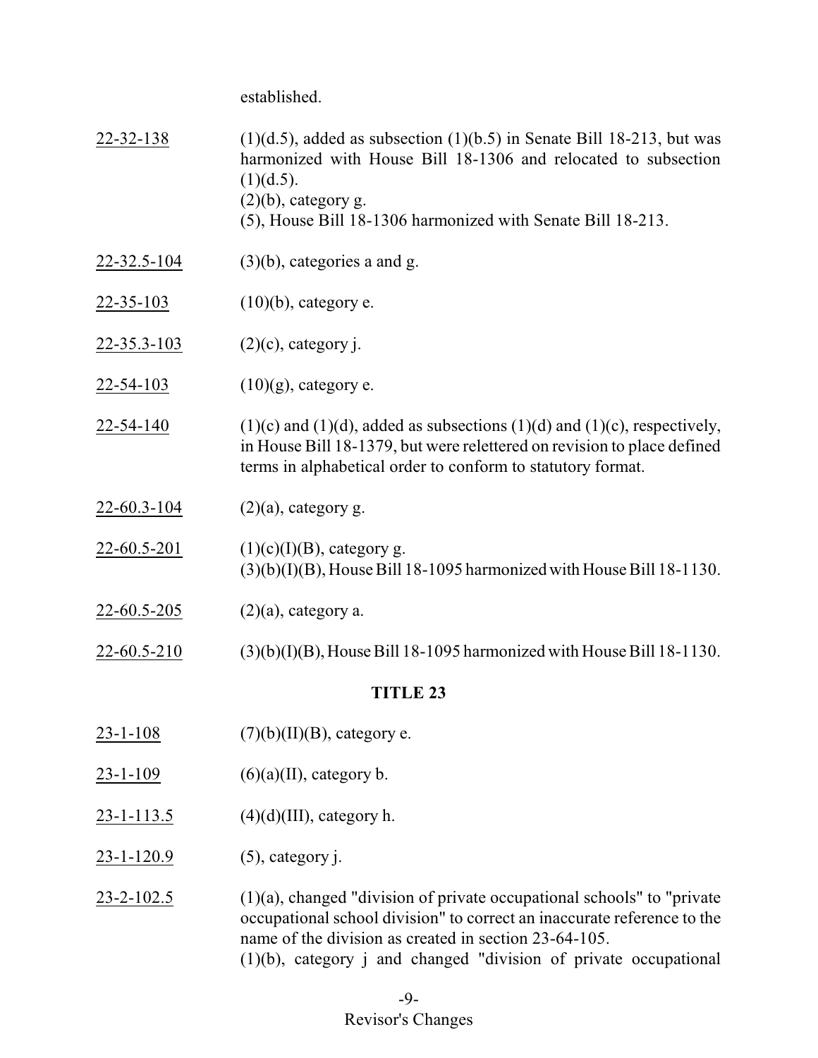established.

| | |
|---|---|
| 22-32-138 | (1)(d.5), added as subsection (1)(b.5) in Senate Bill 18-213, but was harmonized with House Bill 18-1306 and relocated to subsection (1)(d.5).<br>(2)(b), category g.<br>(5), House Bill 18-1306 harmonized with Senate Bill 18-213. |
| 22-32.5-104 | (3)(b), categories a and g. |
| 22-35-103 | (10)(b), category e. |
| 22-35.3-103 | (2)(c), category j. |
| 22-54-103 | (10)(g), category e. |
| 22-54-140 | (1)(c) and (1)(d), added as subsections (1)(d) and (1)(c), respectively, in House Bill 18-1379, but were relettered on revision to place defined terms in alphabetical order to conform to statutory format. |
| 22-60.3-104 | (2)(a), category g. |
| 22-60.5-201 | (1)(c)(I)(B), category g.<br>(3)(b)(I)(B), House Bill 18-1095 harmonized with House Bill 18-1130. |
| 22-60.5-205 | (2)(a), category a. |
| 22-60.5-210 | (3)(b)(I)(B), House Bill 18-1095 harmonized with House Bill 18-1130. |

## TITLE 23

| | |
|---|---|
| 23-1-108 | (7)(b)(II)(B), category e. |
| 23-1-109 | (6)(a)(II), category b. |
| 23-1-113.5 | (4)(d)(III), category h. |
| 23-1-120.9 | (5), category j. |
| 23-2-102.5 | (1)(a), changed "division of private occupational schools" to "private occupational school division" to correct an inaccurate reference to the name of the division as created in section 23-64-105.<br>(1)(b), category j and changed "division of private occupational |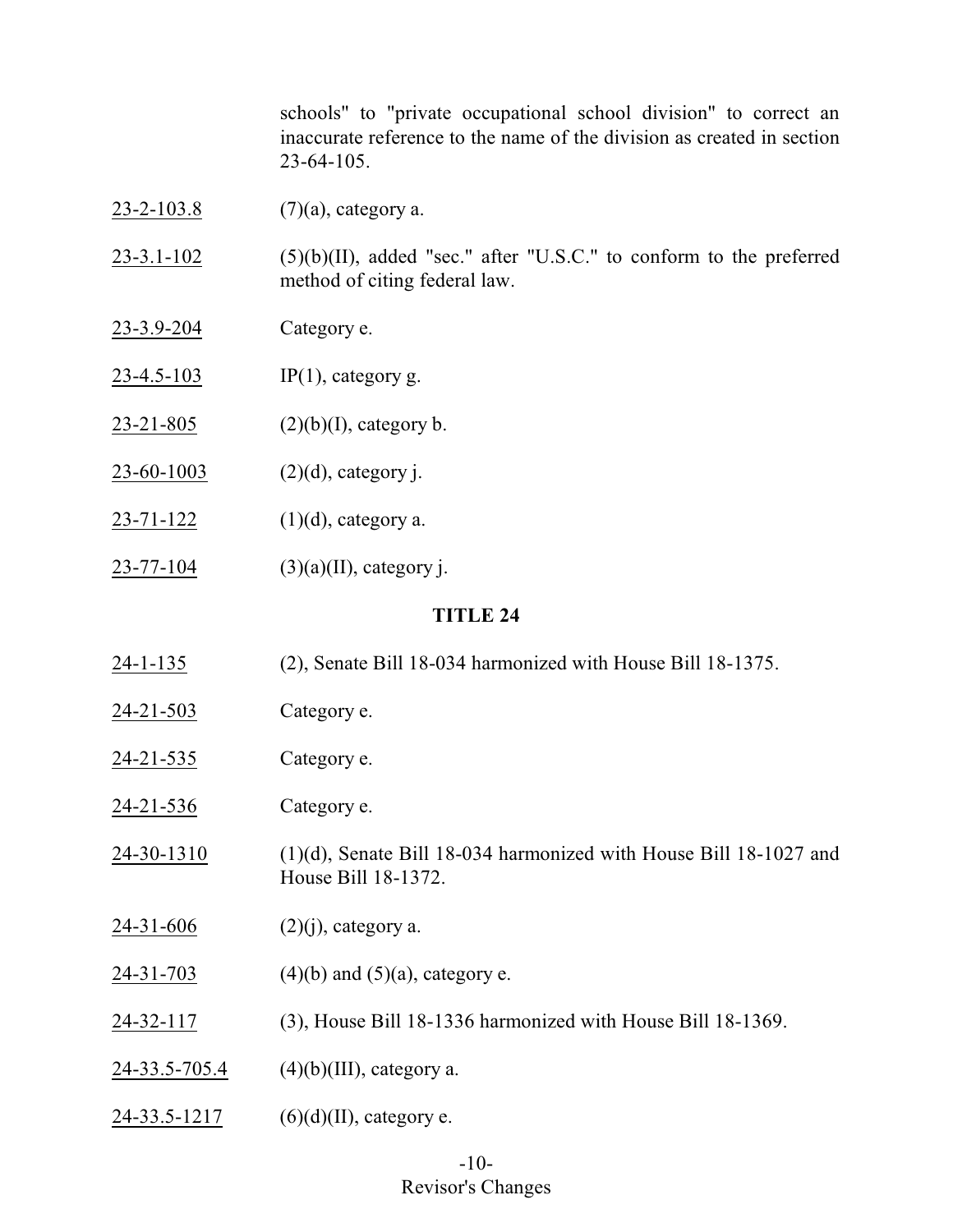schools" to "private occupational school division" to correct an inaccurate reference to the name of the division as created in section 23-64-105.

| | |
|---|---|
| 23-2-103.8 | (7)(a), category a. |
| 23-3.1-102 | (5)(b)(II), added "sec." after "U.S.C." to conform to the preferred method of citing federal law. |
| 23-3.9-204 | Category e. |
| 23-4.5-103 | IP(1), category g. |
| 23-21-805 | (2)(b)(I), category b. |
| 23-60-1003 | (2)(d), category j. |
| 23-71-122 | (1)(d), category a. |
| 23-77-104 | (3)(a)(II), category j. |

## TITLE 24

| | |
|---|---|
| 24-1-135 | (2), Senate Bill 18-034 harmonized with House Bill 18-1375. |
| 24-21-503 | Category e. |
| 24-21-535 | Category e. |
| 24-21-536 | Category e. |
| 24-30-1310 | (1)(d), Senate Bill 18-034 harmonized with House Bill 18-1027 and House Bill 18-1372. |
| 24-31-606 | (2)(j), category a. |
| 24-31-703 | (4)(b) and (5)(a), category e. |
| 24-32-117 | (3), House Bill 18-1336 harmonized with House Bill 18-1369. |
| 24-33.5-705.4 | (4)(b)(III), category a. |
| 24-33.5-1217 | (6)(d)(II), category e. |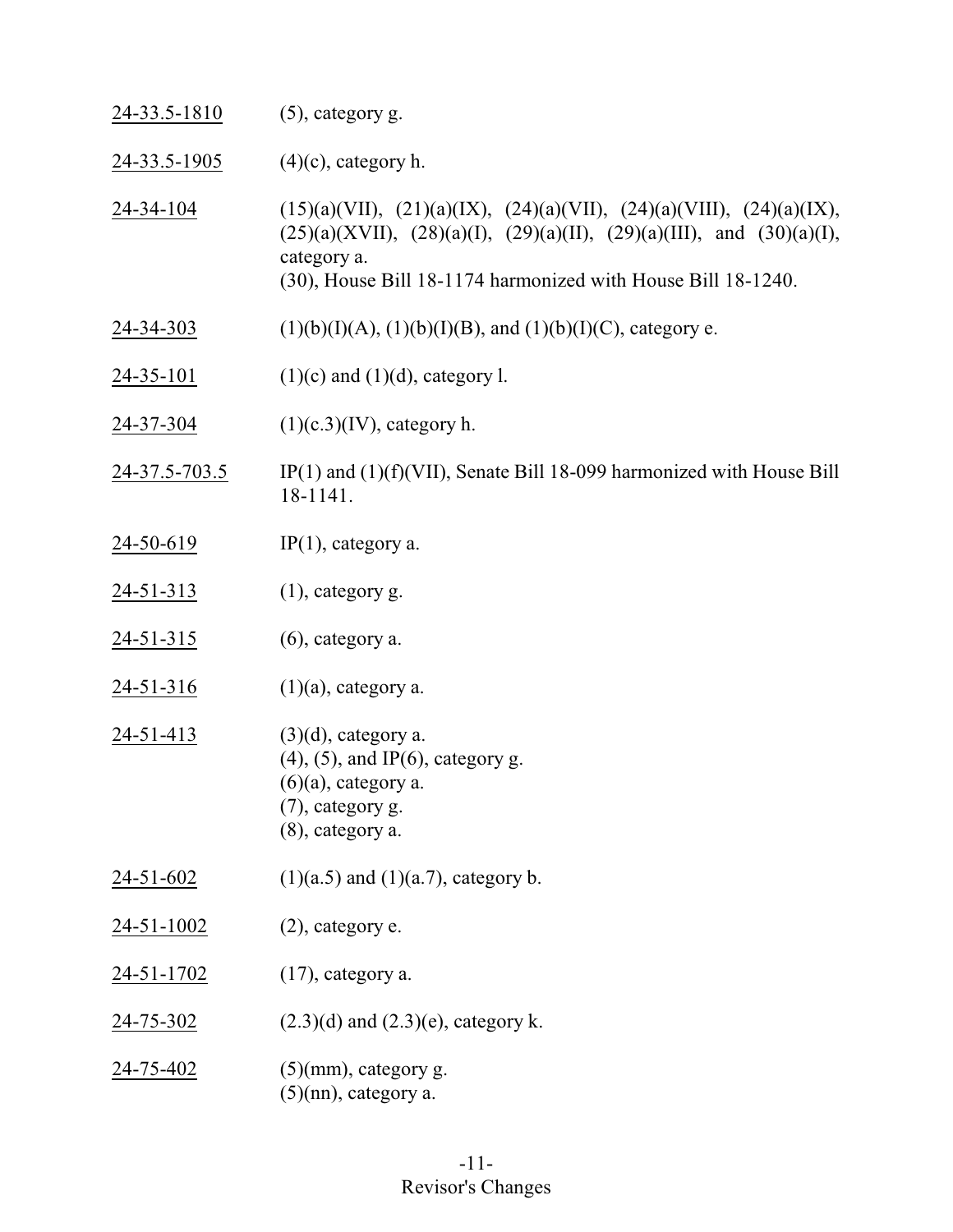| | |
|---|---|
| 24-33.5-1810 | (5), category g. |
| 24-33.5-1905 | (4)(c), category h. |
| 24-34-104 | (15)(a)(VII), (21)(a)(IX), (24)(a)(VII), (24)(a)(VIII), (24)(a)(IX), (25)(a)(XVII), (28)(a)(I), (29)(a)(II), (29)(a)(III), and (30)(a)(I), category a.<br>(30), House Bill 18-1174 harmonized with House Bill 18-1240. |
| 24-34-303 | (1)(b)(I)(A), (1)(b)(I)(B), and (1)(b)(I)(C), category e. |
| 24-35-101 | (1)(c) and (1)(d), category l. |
| 24-37-304 | (1)(c.3)(IV), category h. |
| 24-37.5-703.5 | IP(1) and (1)(f)(VII), Senate Bill 18-099 harmonized with House Bill 18-1141. |
| 24-50-619 | IP(1), category a. |
| 24-51-313 | (1), category g. |
| 24-51-315 | (6), category a. |
| 24-51-316 | (1)(a), category a. |
| 24-51-413 | (3)(d), category a.<br>(4), (5), and IP(6), category g.<br>(6)(a), category a.<br>(7), category g.<br>(8), category a. |
| 24-51-602 | (1)(a.5) and (1)(a.7), category b. |
| 24-51-1002 | (2), category e. |
| 24-51-1702 | (17), category a. |
| 24-75-302 | (2.3)(d) and (2.3)(e), category k. |
| 24-75-402 | (5)(mm), category g.<br>(5)(nn), category a. |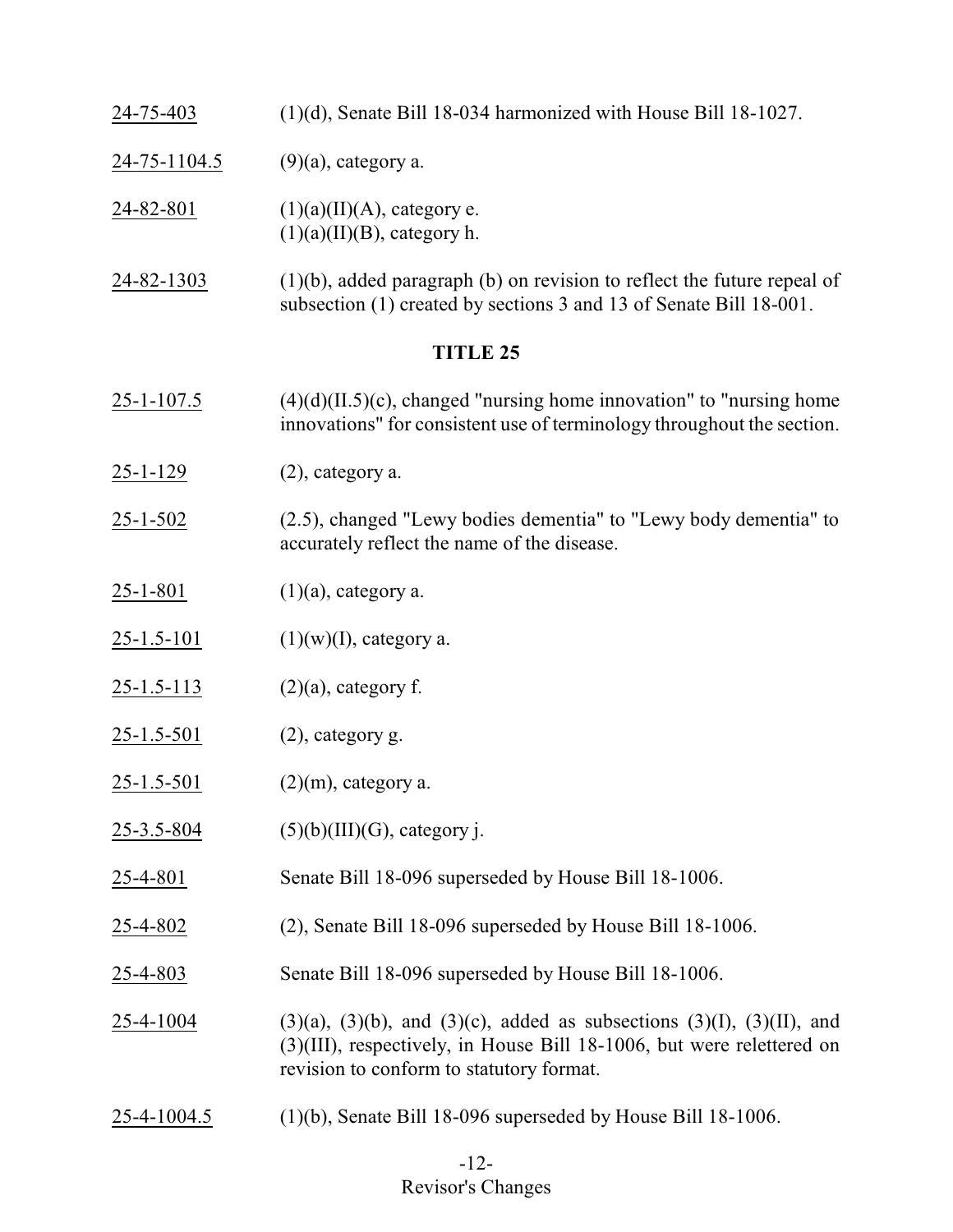<u>24-75-403</u> (1)(d), Senate Bill 18-034 harmonized with House Bill 18-1027.

<u>24-75-1104.5</u> (9)(a), category a.

<u>24-82-801</u> (1)(a)(II)(A), category e.
(1)(a)(II)(B), category h.

<u>24-82-1303</u> (1)(b), added paragraph (b) on revision to reflect the future repeal of subsection (1) created by sections 3 and 13 of Senate Bill 18-001.

## TITLE 25

<u>25-1-107.5</u> (4)(d)(II.5)(c), changed "nursing home innovation" to "nursing home innovations" for consistent use of terminology throughout the section.

<u>25-1-129</u> (2), category a.

<u>25-1-502</u> (2.5), changed "Lewy bodies dementia" to "Lewy body dementia" to accurately reflect the name of the disease.

<u>25-1-801</u> (1)(a), category a.

<u>25-1.5-101</u> (1)(w)(I), category a.

<u>25-1.5-113</u> (2)(a), category f.

<u>25-1.5-501</u> (2), category g.

<u>25-1.5-501</u> (2)(m), category a.

<u>25-3.5-804</u> (5)(b)(III)(G), category j.

<u>25-4-801</u> Senate Bill 18-096 superseded by House Bill 18-1006.

<u>25-4-802</u> (2), Senate Bill 18-096 superseded by House Bill 18-1006.

<u>25-4-803</u> Senate Bill 18-096 superseded by House Bill 18-1006.

<u>25-4-1004</u> (3)(a), (3)(b), and (3)(c), added as subsections (3)(I), (3)(II), and (3)(III), respectively, in House Bill 18-1006, but were relettered on revision to conform to statutory format.

<u>25-4-1004.5</u> (1)(b), Senate Bill 18-096 superseded by House Bill 18-1006.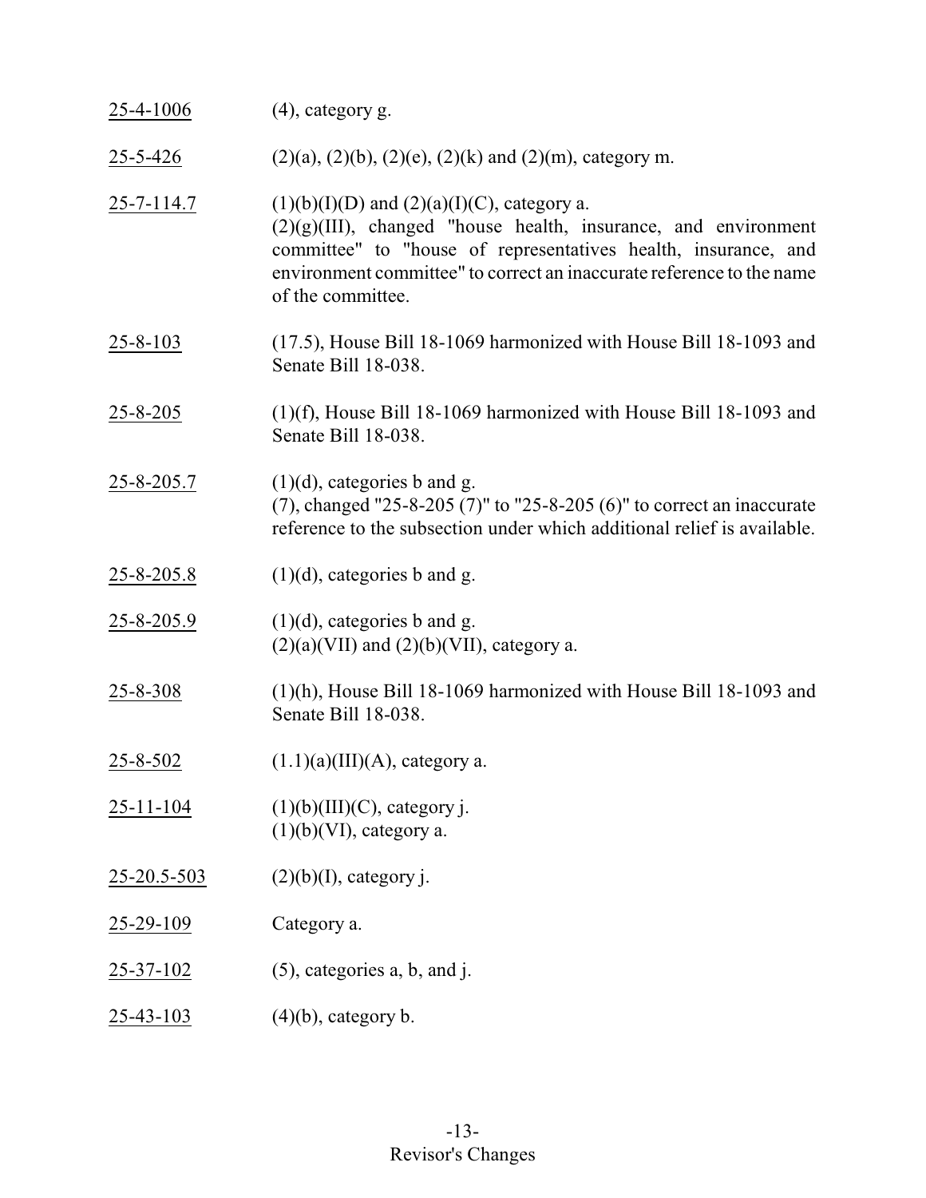| | |
|---|---|
| 25-4-1006 | (4), category g. |
| 25-5-426 | (2)(a), (2)(b), (2)(e), (2)(k) and (2)(m), category m. |
| 25-7-114.7 | (1)(b)(I)(D) and (2)(a)(I)(C), category a.<br>(2)(g)(III), changed "house health, insurance, and environment committee" to "house of representatives health, insurance, and environment committee" to correct an inaccurate reference to the name of the committee. |
| 25-8-103 | (17.5), House Bill 18-1069 harmonized with House Bill 18-1093 and Senate Bill 18-038. |
| 25-8-205 | (1)(f), House Bill 18-1069 harmonized with House Bill 18-1093 and Senate Bill 18-038. |
| 25-8-205.7 | (1)(d), categories b and g.<br>(7), changed "25-8-205 (7)" to "25-8-205 (6)" to correct an inaccurate reference to the subsection under which additional relief is available. |
| 25-8-205.8 | (1)(d), categories b and g. |
| 25-8-205.9 | (1)(d), categories b and g.<br>(2)(a)(VII) and (2)(b)(VII), category a. |
| 25-8-308 | (1)(h), House Bill 18-1069 harmonized with House Bill 18-1093 and Senate Bill 18-038. |
| 25-8-502 | (1.1)(a)(III)(A), category a. |
| 25-11-104 | (1)(b)(III)(C), category j.<br>(1)(b)(VI), category a. |
| 25-20.5-503 | (2)(b)(I), category j. |
| 25-29-109 | Category a. |
| 25-37-102 | (5), categories a, b, and j. |
| 25-43-103 | (4)(b), category b. |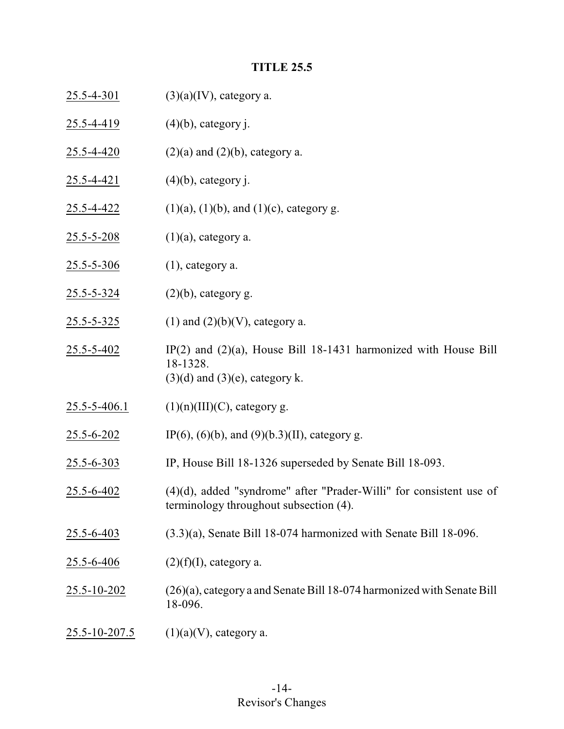## TITLE 25.5

| | |
|---|---|
| 25.5-4-301 | (3)(a)(IV), category a. |
| 25.5-4-419 | (4)(b), category j. |
| 25.5-4-420 | (2)(a) and (2)(b), category a. |
| 25.5-4-421 | (4)(b), category j. |
| 25.5-4-422 | (1)(a), (1)(b), and (1)(c), category g. |
| 25.5-5-208 | (1)(a), category a. |
| 25.5-5-306 | (1), category a. |
| 25.5-5-324 | (2)(b), category g. |
| 25.5-5-325 | (1) and (2)(b)(V), category a. |
| 25.5-5-402 | IP(2) and (2)(a), House Bill 18-1431 harmonized with House Bill 18-1328.<br>(3)(d) and (3)(e), category k. |
| 25.5-5-406.1 | (1)(n)(III)(C), category g. |
| 25.5-6-202 | IP(6), (6)(b), and (9)(b.3)(II), category g. |
| 25.5-6-303 | IP, House Bill 18-1326 superseded by Senate Bill 18-093. |
| 25.5-6-402 | (4)(d), added "syndrome" after "Prader-Willi" for consistent use of terminology throughout subsection (4). |
| 25.5-6-403 | (3.3)(a), Senate Bill 18-074 harmonized with Senate Bill 18-096. |
| 25.5-6-406 | (2)(f)(I), category a. |
| 25.5-10-202 | (26)(a), category a and Senate Bill 18-074 harmonized with Senate Bill 18-096. |
| 25.5-10-207.5 | (1)(a)(V), category a. |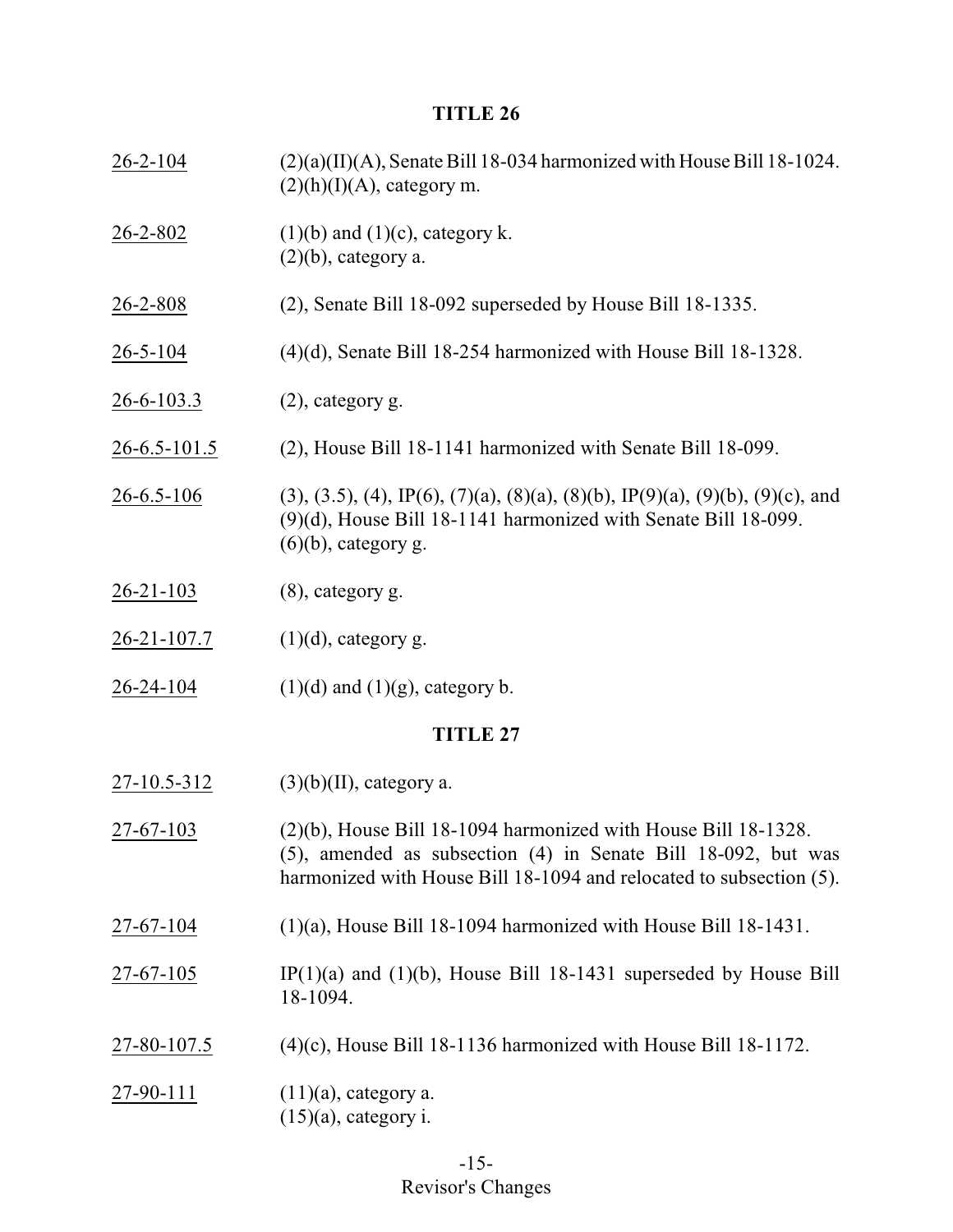## TITLE 26

| | |
|---|---|
| 26-2-104 | (2)(a)(II)(A), Senate Bill 18-034 harmonized with House Bill 18-1024. (2)(h)(I)(A), category m. |
| 26-2-802 | (1)(b) and (1)(c), category k. (2)(b), category a. |
| 26-2-808 | (2), Senate Bill 18-092 superseded by House Bill 18-1335. |
| 26-5-104 | (4)(d), Senate Bill 18-254 harmonized with House Bill 18-1328. |
| 26-6-103.3 | (2), category g. |
| 26-6.5-101.5 | (2), House Bill 18-1141 harmonized with Senate Bill 18-099. |
| 26-6.5-106 | (3), (3.5), (4), IP(6), (7)(a), (8)(a), (8)(b), IP(9)(a), (9)(b), (9)(c), and (9)(d), House Bill 18-1141 harmonized with Senate Bill 18-099. (6)(b), category g. |
| 26-21-103 | (8), category g. |
| 26-21-107.7 | (1)(d), category g. |
| 26-24-104 | (1)(d) and (1)(g), category b. |

## TITLE 27

| | |
|---|---|
| 27-10.5-312 | (3)(b)(II), category a. |
| 27-67-103 | (2)(b), House Bill 18-1094 harmonized with House Bill 18-1328. (5), amended as subsection (4) in Senate Bill 18-092, but was harmonized with House Bill 18-1094 and relocated to subsection (5). |
| 27-67-104 | (1)(a), House Bill 18-1094 harmonized with House Bill 18-1431. |
| 27-67-105 | IP(1)(a) and (1)(b), House Bill 18-1431 superseded by House Bill 18-1094. |
| 27-80-107.5 | (4)(c), House Bill 18-1136 harmonized with House Bill 18-1172. |
| 27-90-111 | (11)(a), category a. (15)(a), category i. |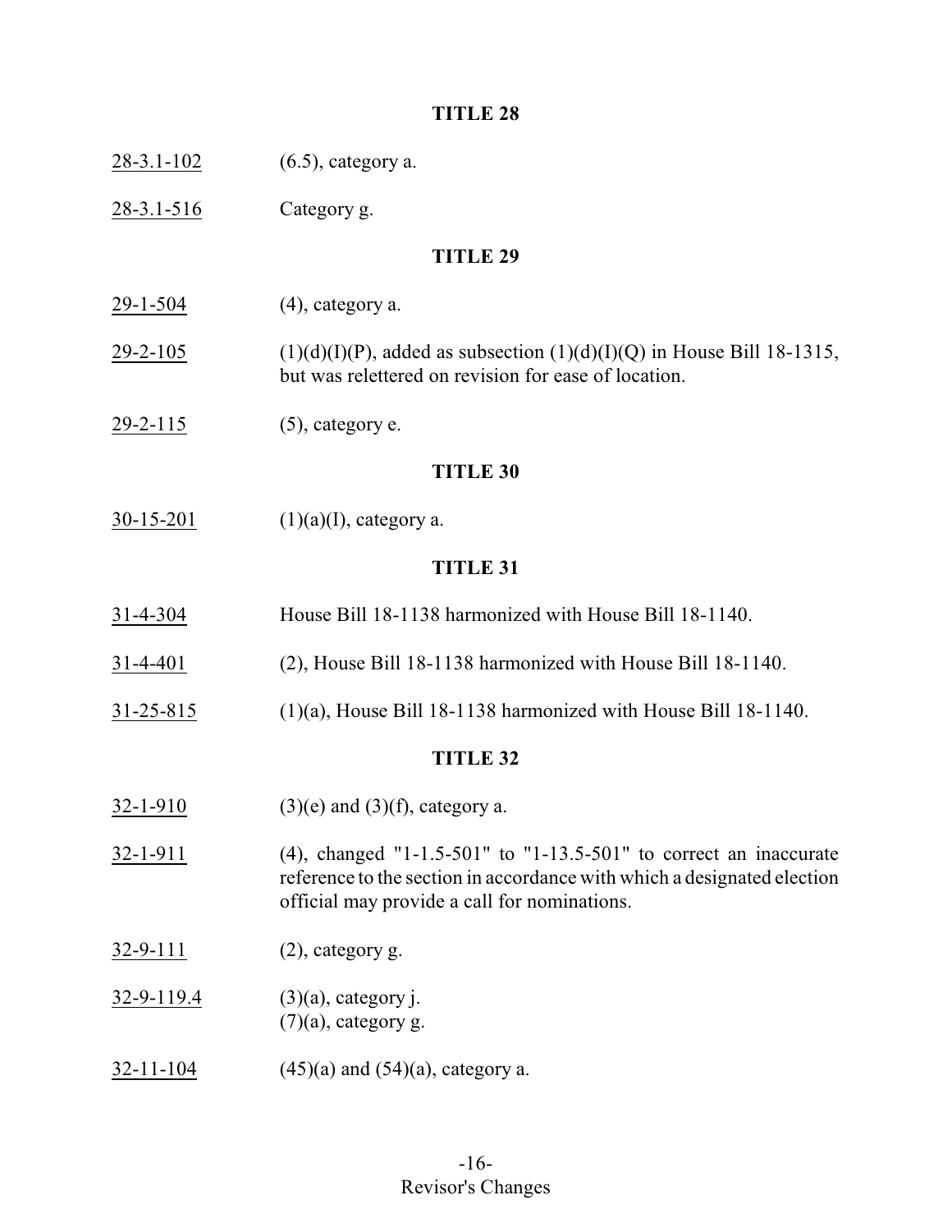## TITLE 28

28-3.1-102 (6.5), category a.

28-3.1-516 Category g.

## TITLE 29

29-1-504 (4), category a.

29-2-105 (1)(d)(I)(P), added as subsection (1)(d)(I)(Q) in House Bill 18-1315, but was relettered on revision for ease of location.

29-2-115 (5), category e.

## TITLE 30

30-15-201 (1)(a)(I), category a.

## TITLE 31

31-4-304 House Bill 18-1138 harmonized with House Bill 18-1140.

31-4-401 (2), House Bill 18-1138 harmonized with House Bill 18-1140.

31-25-815 (1)(a), House Bill 18-1138 harmonized with House Bill 18-1140.

## TITLE 32

32-1-910 (3)(e) and (3)(f), category a.

32-1-911 (4), changed "1-1.5-501" to "1-13.5-501" to correct an inaccurate reference to the section in accordance with which a designated election official may provide a call for nominations.

32-9-111 (2), category g.

32-9-119.4 (3)(a), category j.
(7)(a), category g.

32-11-104 (45)(a) and (54)(a), category a.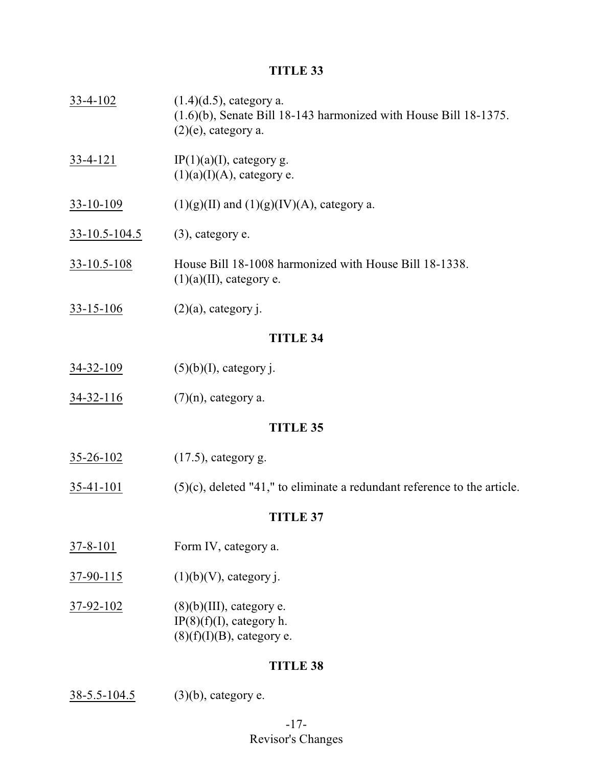## TITLE 33

33-4-102 (1.4)(d.5), category a.
(1.6)(b), Senate Bill 18-143 harmonized with House Bill 18-1375.
(2)(e), category a.

33-4-121 IP(1)(a)(I), category g.
(1)(a)(I)(A), category e.

33-10-109 (1)(g)(II) and (1)(g)(IV)(A), category a.

33-10.5-104.5 (3), category e.

33-10.5-108 House Bill 18-1008 harmonized with House Bill 18-1338.
(1)(a)(II), category e.

33-15-106 (2)(a), category j.

## TITLE 34

34-32-109 (5)(b)(I), category j.

34-32-116 (7)(n), category a.

## TITLE 35

35-26-102 (17.5), category g.

35-41-101 (5)(c), deleted "41," to eliminate a redundant reference to the article.

## TITLE 37

37-8-101 Form IV, category a.

37-90-115 (1)(b)(V), category j.

37-92-102 (8)(b)(III), category e.
IP(8)(f)(I), category h.
(8)(f)(I)(B), category e.

## TITLE 38

38-5.5-104.5 (3)(b), category e.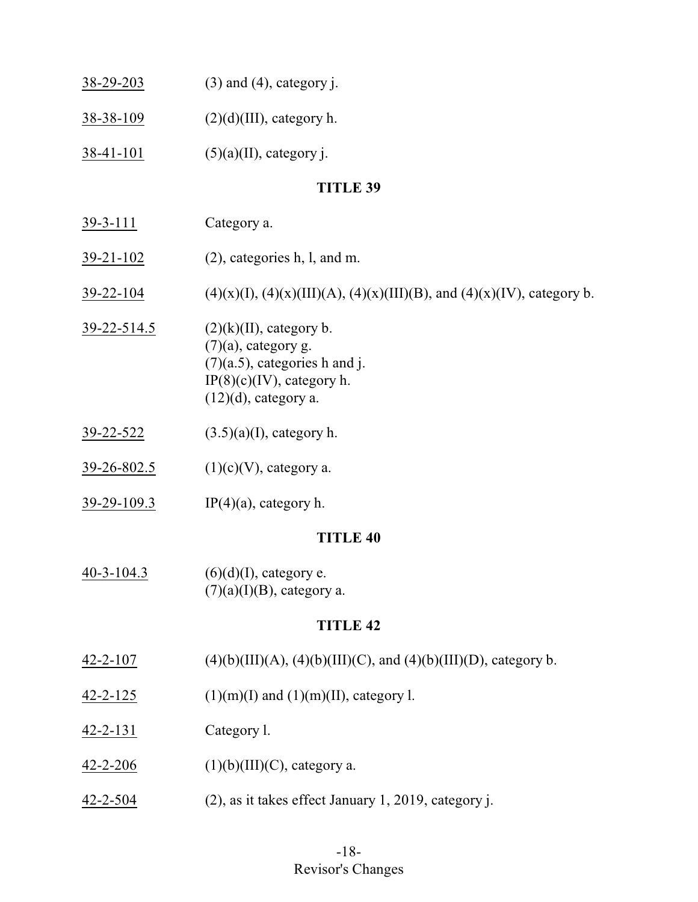38-29-203 (3) and (4), category j.

38-38-109 (2)(d)(III), category h.

38-41-101 (5)(a)(II), category j.

## TITLE 39

39-3-111 Category a.

39-21-102 (2), categories h, l, and m.

39-22-104 (4)(x)(I), (4)(x)(III)(A), (4)(x)(III)(B), and (4)(x)(IV), category b.

39-22-514.5 (2)(k)(II), category b.
(7)(a), category g.
(7)(a.5), categories h and j.
IP(8)(c)(IV), category h.
(12)(d), category a.

39-22-522 (3.5)(a)(I), category h.

39-26-802.5 (1)(c)(V), category a.

39-29-109.3 IP(4)(a), category h.

## TITLE 40

40-3-104.3 (6)(d)(I), category e.
(7)(a)(I)(B), category a.

## TITLE 42

42-2-107 (4)(b)(III)(A), (4)(b)(III)(C), and (4)(b)(III)(D), category b.

42-2-125 (1)(m)(I) and (1)(m)(II), category l.

42-2-131 Category l.

42-2-206 (1)(b)(III)(C), category a.

42-2-504 (2), as it takes effect January 1, 2019, category j.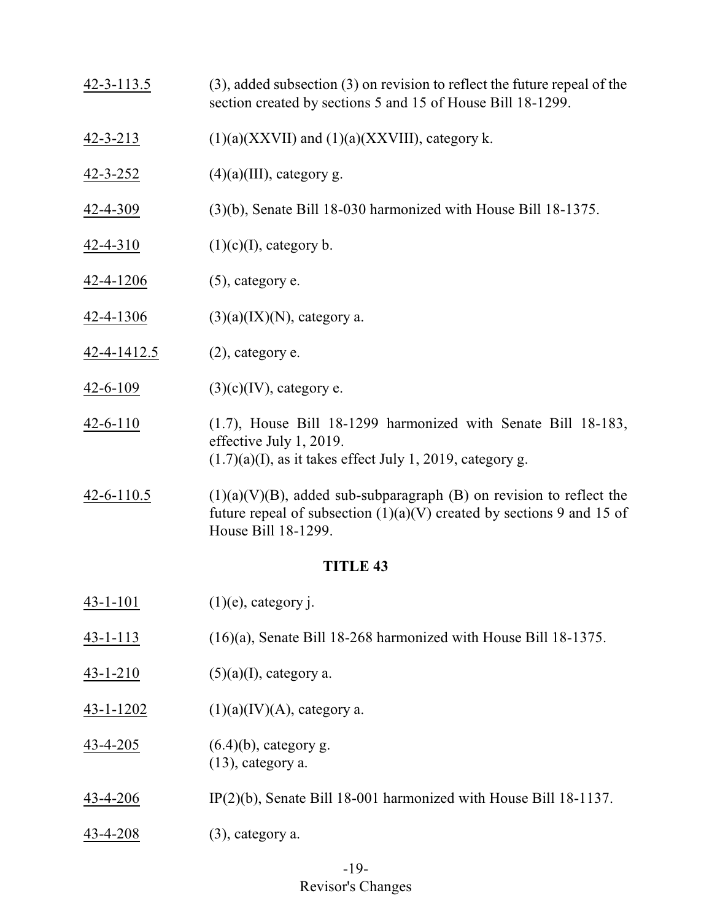42-3-113.5 (3), added subsection (3) on revision to reflect the future repeal of the section created by sections 5 and 15 of House Bill 18-1299.

42-3-213 (1)(a)(XXVII) and (1)(a)(XXVIII), category k.

42-3-252 (4)(a)(III), category g.

42-4-309 (3)(b), Senate Bill 18-030 harmonized with House Bill 18-1375.

42-4-310 (1)(c)(I), category b.

42-4-1206 (5), category e.

42-4-1306 (3)(a)(IX)(N), category a.

42-4-1412.5 (2), category e.

42-6-109 (3)(c)(IV), category e.

42-6-110 (1.7), House Bill 18-1299 harmonized with Senate Bill 18-183, effective July 1, 2019.
(1.7)(a)(I), as it takes effect July 1, 2019, category g.

42-6-110.5 (1)(a)(V)(B), added sub-subparagraph (B) on revision to reflect the future repeal of subsection (1)(a)(V) created by sections 9 and 15 of House Bill 18-1299.

## TITLE 43

43-1-101 (1)(e), category j.

43-1-113 (16)(a), Senate Bill 18-268 harmonized with House Bill 18-1375.

43-1-210 (5)(a)(I), category a.

43-1-1202 (1)(a)(IV)(A), category a.

43-4-205 (6.4)(b), category g.
(13), category a.

43-4-206 IP(2)(b), Senate Bill 18-001 harmonized with House Bill 18-1137.

43-4-208 (3), category a.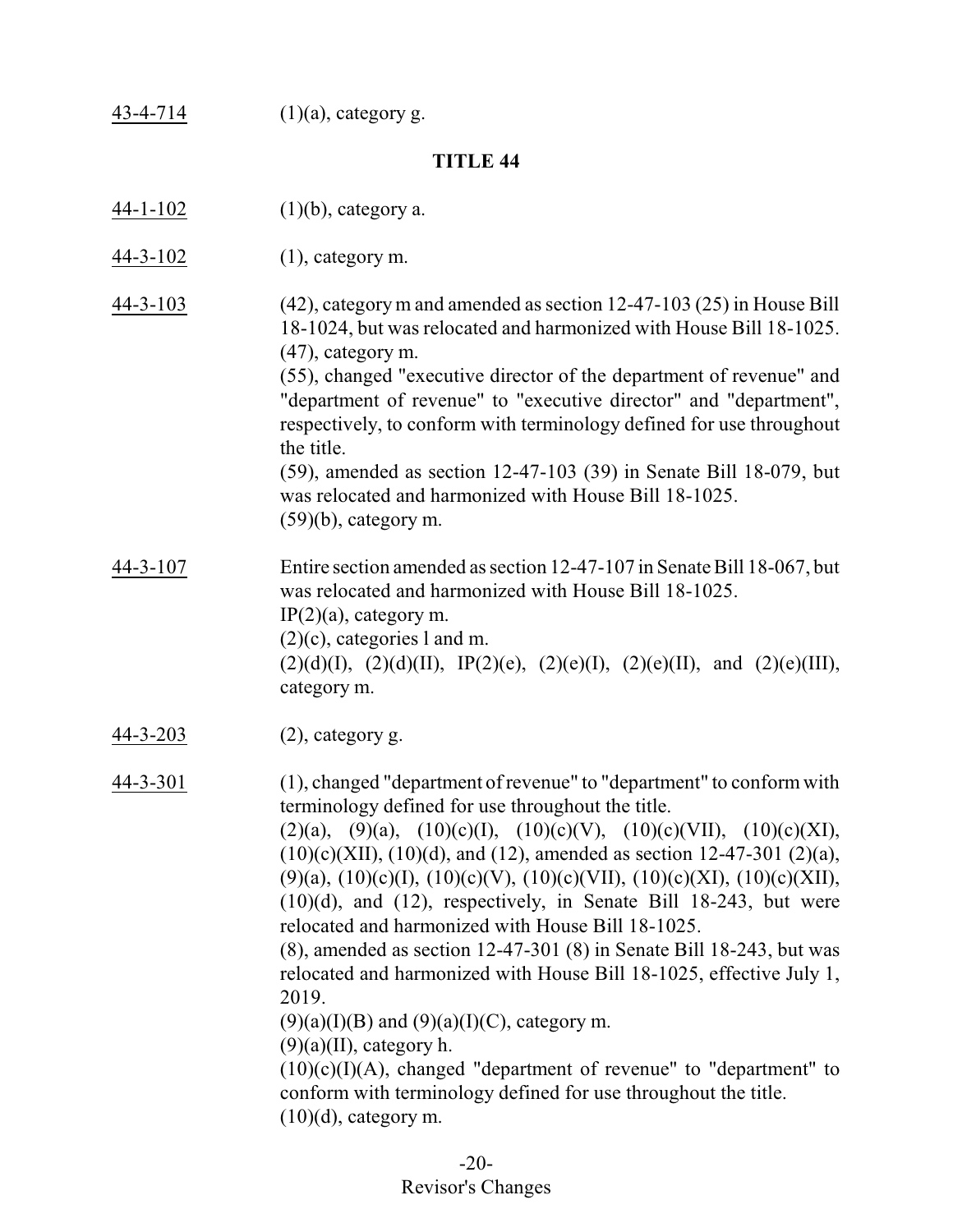43-4-714 (1)(a), category g.

## TITLE 44

44-1-102 (1)(b), category a.

44-3-102 (1), category m.

44-3-103 (42), category m and amended as section 12-47-103 (25) in House Bill 18-1024, but was relocated and harmonized with House Bill 18-1025.
(47), category m.
(55), changed "executive director of the department of revenue" and "department of revenue" to "executive director" and "department", respectively, to conform with terminology defined for use throughout the title.
(59), amended as section 12-47-103 (39) in Senate Bill 18-079, but was relocated and harmonized with House Bill 18-1025.
(59)(b), category m.

44-3-107 Entire section amended as section 12-47-107 in Senate Bill 18-067, but was relocated and harmonized with House Bill 18-1025.
IP(2)(a), category m.
(2)(c), categories l and m.
(2)(d)(I), (2)(d)(II), IP(2)(e), (2)(e)(I), (2)(e)(II), and (2)(e)(III), category m.

44-3-203 (2), category g.

44-3-301 (1), changed "department of revenue" to "department" to conform with terminology defined for use throughout the title.
(2)(a), (9)(a), (10)(c)(I), (10)(c)(V), (10)(c)(VII), (10)(c)(XI), (10)(c)(XII), (10)(d), and (12), amended as section 12-47-301 (2)(a), (9)(a), (10)(c)(I), (10)(c)(V), (10)(c)(VII), (10)(c)(XI), (10)(c)(XII), (10)(d), and (12), respectively, in Senate Bill 18-243, but were relocated and harmonized with House Bill 18-1025.
(8), amended as section 12-47-301 (8) in Senate Bill 18-243, but was relocated and harmonized with House Bill 18-1025, effective July 1, 2019.
(9)(a)(I)(B) and (9)(a)(I)(C), category m.
(9)(a)(II), category h.
(10)(c)(I)(A), changed "department of revenue" to "department" to conform with terminology defined for use throughout the title.
(10)(d), category m.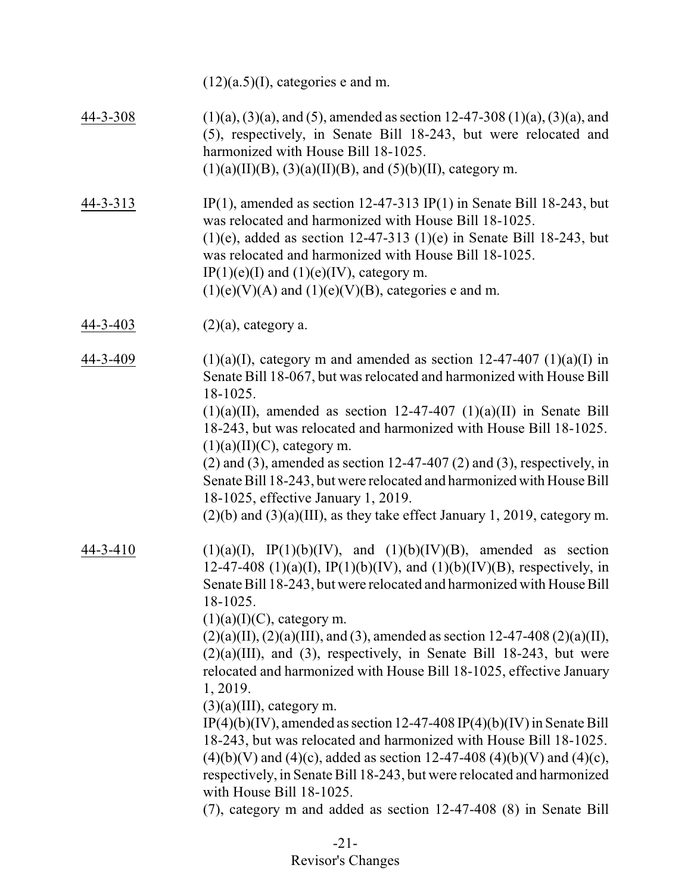(12)(a.5)(I), categories e and m.

<u>44-3-308</u> (1)(a), (3)(a), and (5), amended as section 12-47-308 (1)(a), (3)(a), and (5), respectively, in Senate Bill 18-243, but were relocated and harmonized with House Bill 18-1025.
(1)(a)(II)(B), (3)(a)(II)(B), and (5)(b)(II), category m.

<u>44-3-313</u> IP(1), amended as section 12-47-313 IP(1) in Senate Bill 18-243, but was relocated and harmonized with House Bill 18-1025.
(1)(e), added as section 12-47-313 (1)(e) in Senate Bill 18-243, but was relocated and harmonized with House Bill 18-1025.
IP(1)(e)(I) and (1)(e)(IV), category m.
(1)(e)(V)(A) and (1)(e)(V)(B), categories e and m.

<u>44-3-403</u> (2)(a), category a.

<u>44-3-409</u> (1)(a)(I), category m and amended as section 12-47-407 (1)(a)(I) in Senate Bill 18-067, but was relocated and harmonized with House Bill 18-1025.
(1)(a)(II), amended as section 12-47-407 (1)(a)(II) in Senate Bill 18-243, but was relocated and harmonized with House Bill 18-1025.
(1)(a)(II)(C), category m.
(2) and (3), amended as section 12-47-407 (2) and (3), respectively, in Senate Bill 18-243, but were relocated and harmonized with House Bill 18-1025, effective January 1, 2019.
(2)(b) and (3)(a)(III), as they take effect January 1, 2019, category m.

<u>44-3-410</u> (1)(a)(I), IP(1)(b)(IV), and (1)(b)(IV)(B), amended as section 12-47-408 (1)(a)(I), IP(1)(b)(IV), and (1)(b)(IV)(B), respectively, in Senate Bill 18-243, but were relocated and harmonized with House Bill 18-1025.
(1)(a)(I)(C), category m.
(2)(a)(II), (2)(a)(III), and (3), amended as section 12-47-408 (2)(a)(II), (2)(a)(III), and (3), respectively, in Senate Bill 18-243, but were relocated and harmonized with House Bill 18-1025, effective January 1, 2019.
(3)(a)(III), category m.
IP(4)(b)(IV), amended as section 12-47-408 IP(4)(b)(IV) in Senate Bill 18-243, but was relocated and harmonized with House Bill 18-1025.
(4)(b)(V) and (4)(c), added as section 12-47-408 (4)(b)(V) and (4)(c), respectively, in Senate Bill 18-243, but were relocated and harmonized with House Bill 18-1025.
(7), category m and added as section 12-47-408 (8) in Senate Bill

Revisor's Changes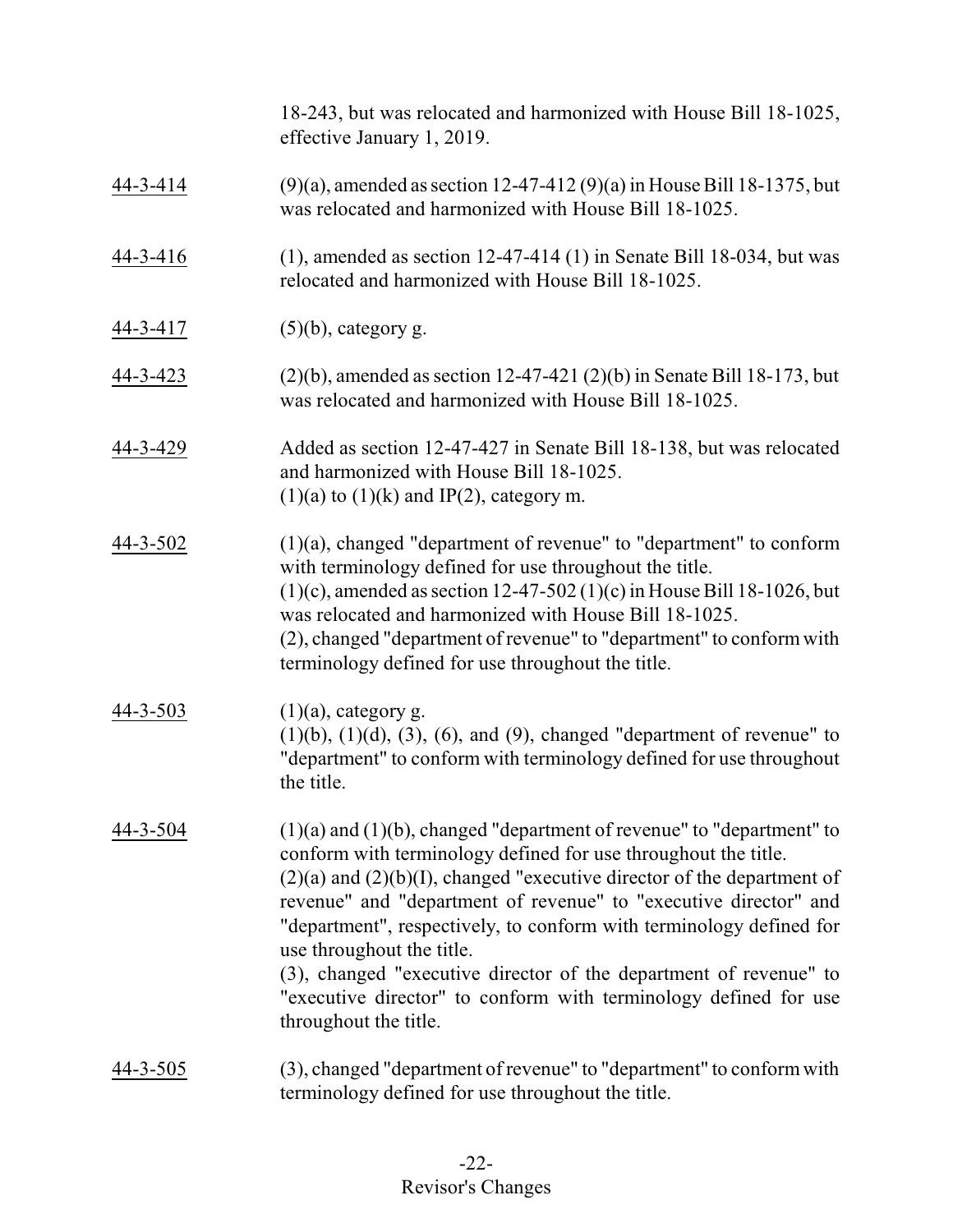18-243, but was relocated and harmonized with House Bill 18-1025, effective January 1, 2019.

| | |
|---|---|
| 44-3-414 | (9)(a), amended as section 12-47-412 (9)(a) in House Bill 18-1375, but was relocated and harmonized with House Bill 18-1025. |
| 44-3-416 | (1), amended as section 12-47-414 (1) in Senate Bill 18-034, but was relocated and harmonized with House Bill 18-1025. |
| 44-3-417 | (5)(b), category g. |
| 44-3-423 | (2)(b), amended as section 12-47-421 (2)(b) in Senate Bill 18-173, but was relocated and harmonized with House Bill 18-1025. |
| 44-3-429 | Added as section 12-47-427 in Senate Bill 18-138, but was relocated and harmonized with House Bill 18-1025. (1)(a) to (1)(k) and IP(2), category m. |
| 44-3-502 | (1)(a), changed "department of revenue" to "department" to conform with terminology defined for use throughout the title. (1)(c), amended as section 12-47-502 (1)(c) in House Bill 18-1026, but was relocated and harmonized with House Bill 18-1025. (2), changed "department of revenue" to "department" to conform with terminology defined for use throughout the title. |
| 44-3-503 | (1)(a), category g. (1)(b), (1)(d), (3), (6), and (9), changed "department of revenue" to "department" to conform with terminology defined for use throughout the title. |
| 44-3-504 | (1)(a) and (1)(b), changed "department of revenue" to "department" to conform with terminology defined for use throughout the title. (2)(a) and (2)(b)(I), changed "executive director of the department of revenue" and "department of revenue" to "executive director" and "department", respectively, to conform with terminology defined for use throughout the title. (3), changed "executive director of the department of revenue" to "executive director" to conform with terminology defined for use throughout the title. |
| 44-3-505 | (3), changed "department of revenue" to "department" to conform with terminology defined for use throughout the title. |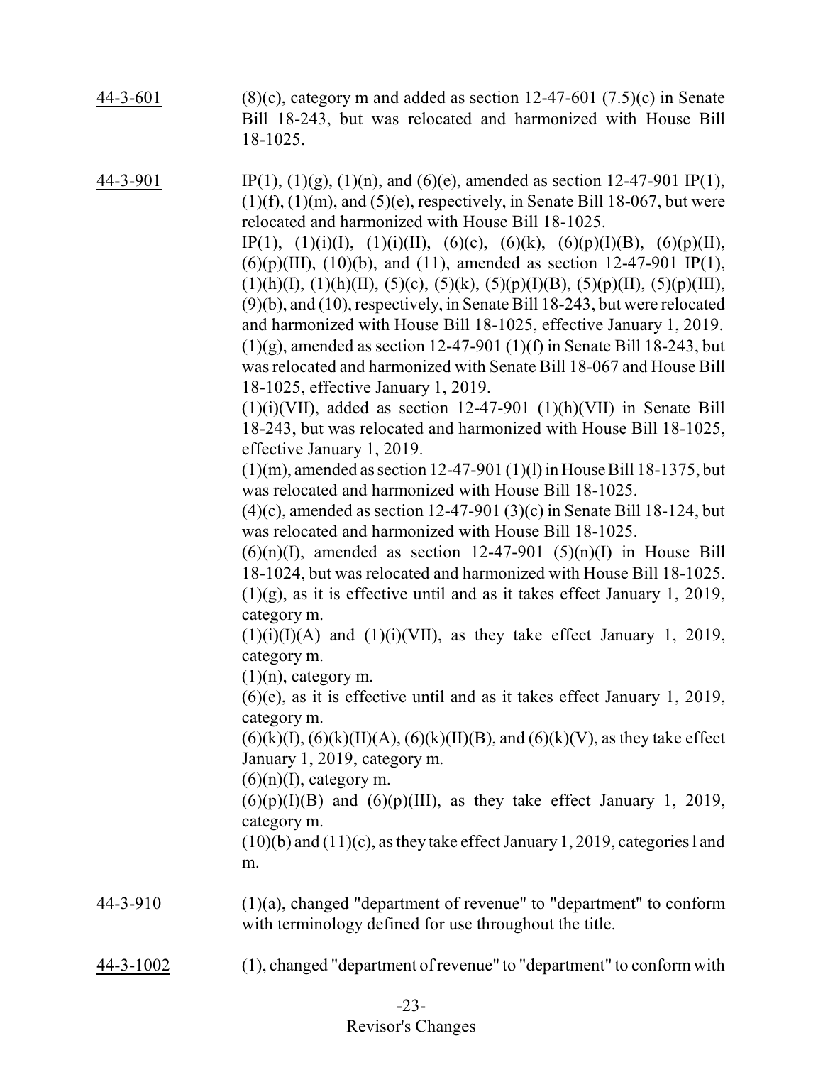44-3-601 (8)(c), category m and added as section 12-47-601 (7.5)(c) in Senate Bill 18-243, but was relocated and harmonized with House Bill 18-1025.

44-3-901 IP(1), (1)(g), (1)(n), and (6)(e), amended as section 12-47-901 IP(1), (1)(f), (1)(m), and (5)(e), respectively, in Senate Bill 18-067, but were relocated and harmonized with House Bill 18-1025.
IP(1), (1)(i)(I), (1)(i)(II), (6)(c), (6)(k), (6)(p)(I)(B), (6)(p)(II), (6)(p)(III), (10)(b), and (11), amended as section 12-47-901 IP(1), (1)(h)(I), (1)(h)(II), (5)(c), (5)(k), (5)(p)(I)(B), (5)(p)(II), (5)(p)(III), (9)(b), and (10), respectively, in Senate Bill 18-243, but were relocated and harmonized with House Bill 18-1025, effective January 1, 2019.
(1)(g), amended as section 12-47-901 (1)(f) in Senate Bill 18-243, but was relocated and harmonized with Senate Bill 18-067 and House Bill 18-1025, effective January 1, 2019.
(1)(i)(VII), added as section 12-47-901 (1)(h)(VII) in Senate Bill 18-243, but was relocated and harmonized with House Bill 18-1025, effective January 1, 2019.
(1)(m), amended as section 12-47-901 (1)(l) in House Bill 18-1375, but was relocated and harmonized with House Bill 18-1025.
(4)(c), amended as section 12-47-901 (3)(c) in Senate Bill 18-124, but was relocated and harmonized with House Bill 18-1025.
(6)(n)(I), amended as section 12-47-901 (5)(n)(I) in House Bill 18-1024, but was relocated and harmonized with House Bill 18-1025.
(1)(g), as it is effective until and as it takes effect January 1, 2019, category m.
(1)(i)(I)(A) and (1)(i)(VII), as they take effect January 1, 2019, category m.
(1)(n), category m.
(6)(e), as it is effective until and as it takes effect January 1, 2019, category m.
(6)(k)(I), (6)(k)(II)(A), (6)(k)(II)(B), and (6)(k)(V), as they take effect January 1, 2019, category m.
(6)(n)(I), category m.
(6)(p)(I)(B) and (6)(p)(III), as they take effect January 1, 2019, category m.
(10)(b) and (11)(c), as they take effect January 1, 2019, categories l and m.

44-3-910 (1)(a), changed "department of revenue" to "department" to conform with terminology defined for use throughout the title.

44-3-1002 (1), changed "department of revenue" to "department" to conform with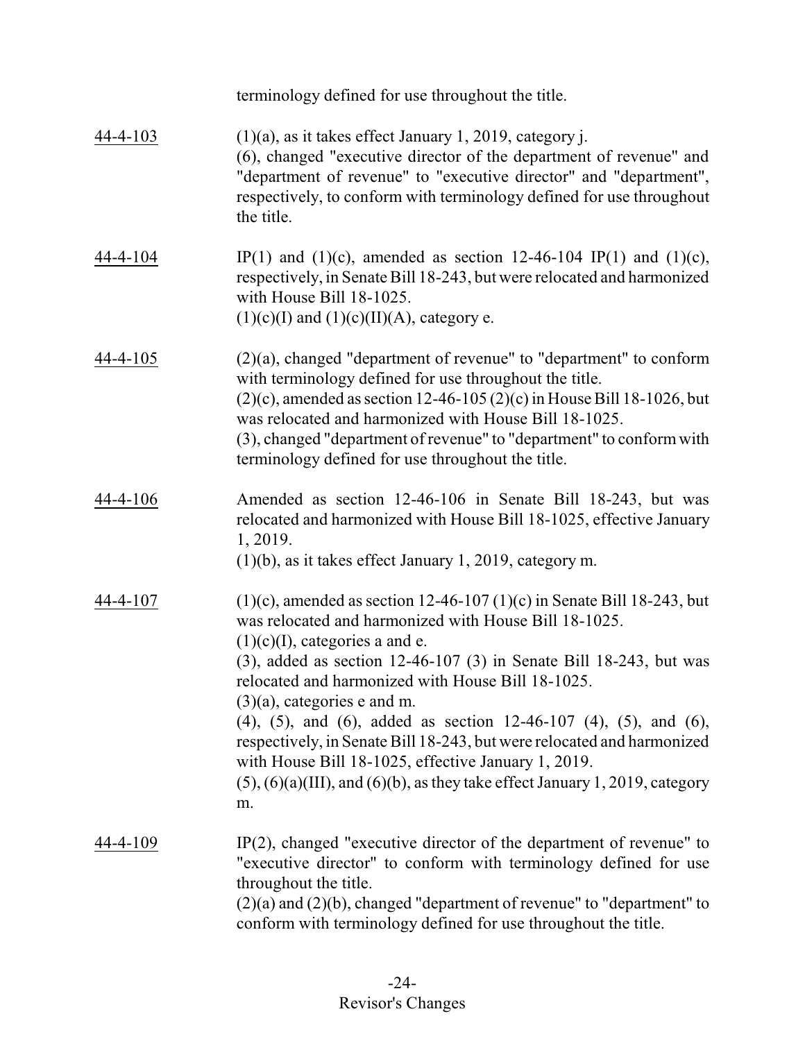terminology defined for use throughout the title.

<u>44-4-103</u> (1)(a), as it takes effect January 1, 2019, category j.
(6), changed "executive director of the department of revenue" and "department of revenue" to "executive director" and "department", respectively, to conform with terminology defined for use throughout the title.

<u>44-4-104</u> IP(1) and (1)(c), amended as section 12-46-104 IP(1) and (1)(c), respectively, in Senate Bill 18-243, but were relocated and harmonized with House Bill 18-1025.
(1)(c)(I) and (1)(c)(II)(A), category e.

<u>44-4-105</u> (2)(a), changed "department of revenue" to "department" to conform with terminology defined for use throughout the title.
(2)(c), amended as section 12-46-105 (2)(c) in House Bill 18-1026, but was relocated and harmonized with House Bill 18-1025.
(3), changed "department of revenue" to "department" to conform with terminology defined for use throughout the title.

<u>44-4-106</u> Amended as section 12-46-106 in Senate Bill 18-243, but was relocated and harmonized with House Bill 18-1025, effective January 1, 2019.
(1)(b), as it takes effect January 1, 2019, category m.

<u>44-4-107</u> (1)(c), amended as section 12-46-107 (1)(c) in Senate Bill 18-243, but was relocated and harmonized with House Bill 18-1025.
(1)(c)(I), categories a and e.
(3), added as section 12-46-107 (3) in Senate Bill 18-243, but was relocated and harmonized with House Bill 18-1025.
(3)(a), categories e and m.
(4), (5), and (6), added as section 12-46-107 (4), (5), and (6), respectively, in Senate Bill 18-243, but were relocated and harmonized with House Bill 18-1025, effective January 1, 2019.
(5), (6)(a)(III), and (6)(b), as they take effect January 1, 2019, category m.

<u>44-4-109</u> IP(2), changed "executive director of the department of revenue" to "executive director" to conform with terminology defined for use throughout the title.
(2)(a) and (2)(b), changed "department of revenue" to "department" to conform with terminology defined for use throughout the title.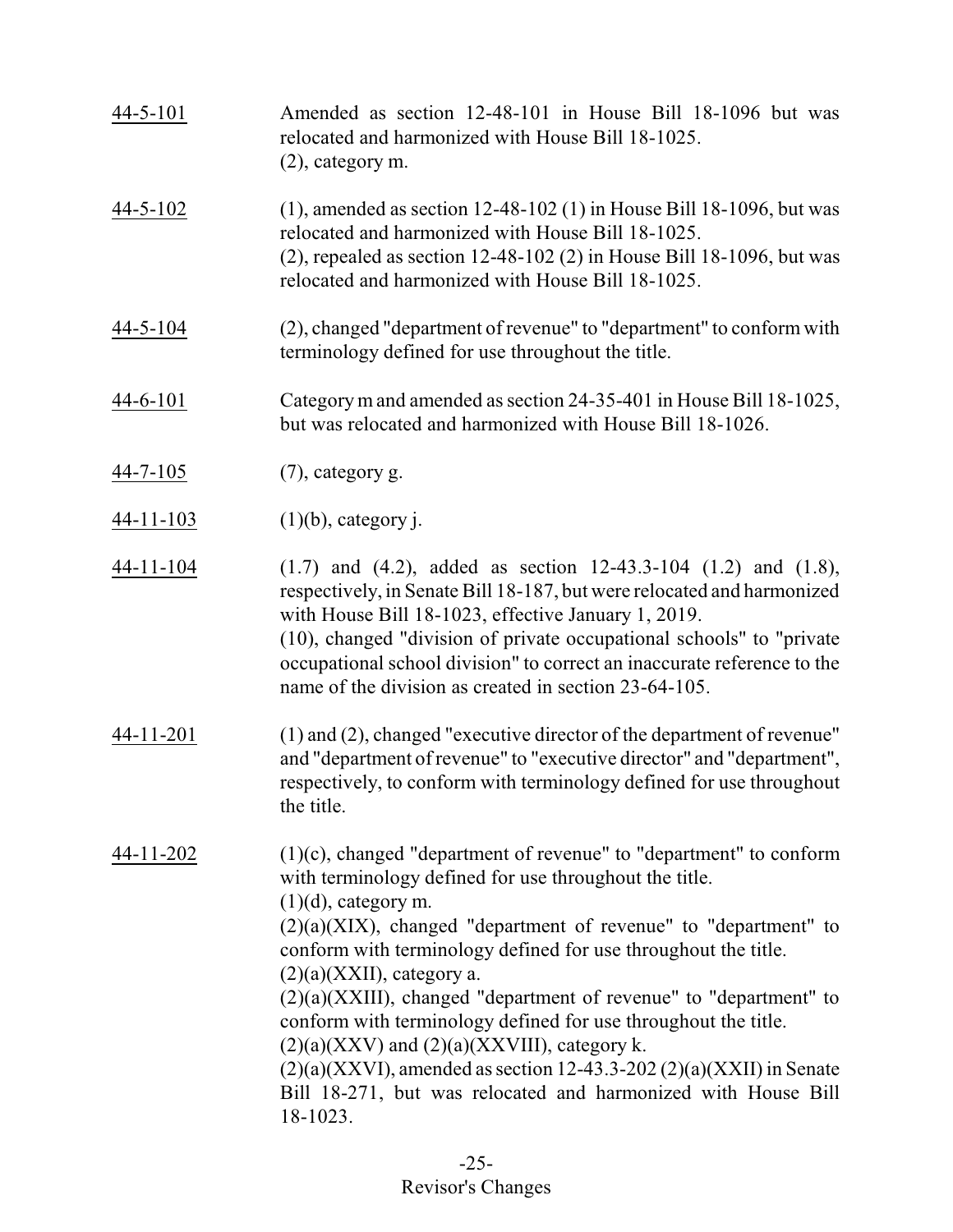<u>44-5-101</u> Amended as section 12-48-101 in House Bill 18-1096 but was relocated and harmonized with House Bill 18-1025.
(2), category m.

<u>44-5-102</u> (1), amended as section 12-48-102 (1) in House Bill 18-1096, but was relocated and harmonized with House Bill 18-1025.
(2), repealed as section 12-48-102 (2) in House Bill 18-1096, but was relocated and harmonized with House Bill 18-1025.

<u>44-5-104</u> (2), changed "department of revenue" to "department" to conform with terminology defined for use throughout the title.

<u>44-6-101</u> Category m and amended as section 24-35-401 in House Bill 18-1025, but was relocated and harmonized with House Bill 18-1026.

<u>44-7-105</u> (7), category g.

<u>44-11-103</u> (1)(b), category j.

<u>44-11-104</u> (1.7) and (4.2), added as section 12-43.3-104 (1.2) and (1.8), respectively, in Senate Bill 18-187, but were relocated and harmonized with House Bill 18-1023, effective January 1, 2019.
(10), changed "division of private occupational schools" to "private occupational school division" to correct an inaccurate reference to the name of the division as created in section 23-64-105.

<u>44-11-201</u> (1) and (2), changed "executive director of the department of revenue" and "department of revenue" to "executive director" and "department", respectively, to conform with terminology defined for use throughout the title.

<u>44-11-202</u> (1)(c), changed "department of revenue" to "department" to conform with terminology defined for use throughout the title.
(1)(d), category m.
(2)(a)(XIX), changed "department of revenue" to "department" to conform with terminology defined for use throughout the title.
(2)(a)(XXII), category a.
(2)(a)(XXIII), changed "department of revenue" to "department" to conform with terminology defined for use throughout the title.
(2)(a)(XXV) and (2)(a)(XXVIII), category k.
(2)(a)(XXVI), amended as section 12-43.3-202 (2)(a)(XXII) in Senate Bill 18-271, but was relocated and harmonized with House Bill 18-1023.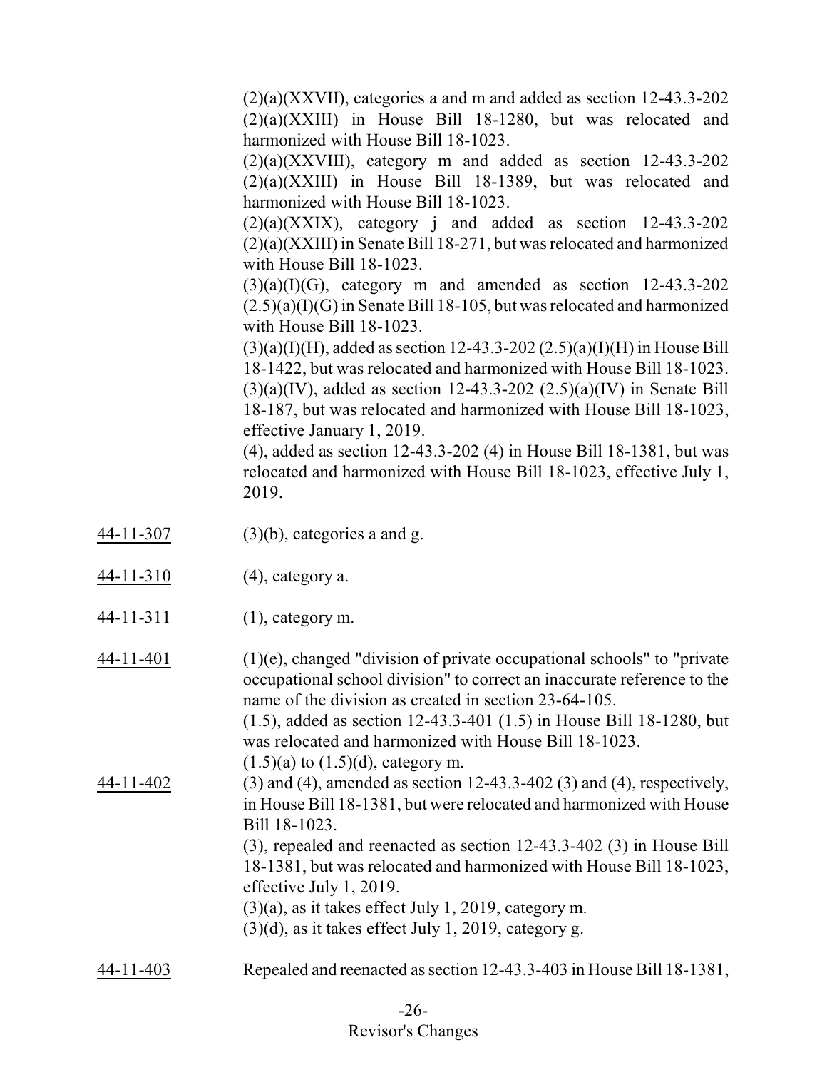(2)(a)(XXVII), categories a and m and added as section 12-43.3-202 (2)(a)(XXIII) in House Bill 18-1280, but was relocated and harmonized with House Bill 18-1023.

(2)(a)(XXVIII), category m and added as section 12-43.3-202 (2)(a)(XXIII) in House Bill 18-1389, but was relocated and harmonized with House Bill 18-1023.

(2)(a)(XXIX), category j and added as section 12-43.3-202 (2)(a)(XXIII) in Senate Bill 18-271, but was relocated and harmonized with House Bill 18-1023.

(3)(a)(I)(G), category m and amended as section 12-43.3-202 (2.5)(a)(I)(G) in Senate Bill 18-105, but was relocated and harmonized with House Bill 18-1023.

(3)(a)(I)(H), added as section 12-43.3-202 (2.5)(a)(I)(H) in House Bill 18-1422, but was relocated and harmonized with House Bill 18-1023.

(3)(a)(IV), added as section 12-43.3-202 (2.5)(a)(IV) in Senate Bill 18-187, but was relocated and harmonized with House Bill 18-1023, effective January 1, 2019.

(4), added as section 12-43.3-202 (4) in House Bill 18-1381, but was relocated and harmonized with House Bill 18-1023, effective July 1, 2019.

44-11-307 (3)(b), categories a and g.

44-11-310 (4), category a.

44-11-311 (1), category m.

44-11-401 (1)(e), changed "division of private occupational schools" to "private occupational school division" to correct an inaccurate reference to the name of the division as created in section 23-64-105.

(1.5), added as section 12-43.3-401 (1.5) in House Bill 18-1280, but was relocated and harmonized with House Bill 18-1023.

(1.5)(a) to (1.5)(d), category m.

44-11-402 (3) and (4), amended as section 12-43.3-402 (3) and (4), respectively, in House Bill 18-1381, but were relocated and harmonized with House Bill 18-1023.

(3), repealed and reenacted as section 12-43.3-402 (3) in House Bill 18-1381, but was relocated and harmonized with House Bill 18-1023, effective July 1, 2019.

(3)(a), as it takes effect July 1, 2019, category m.

(3)(d), as it takes effect July 1, 2019, category g.

44-11-403 Repealed and reenacted as section 12-43.3-403 in House Bill 18-1381,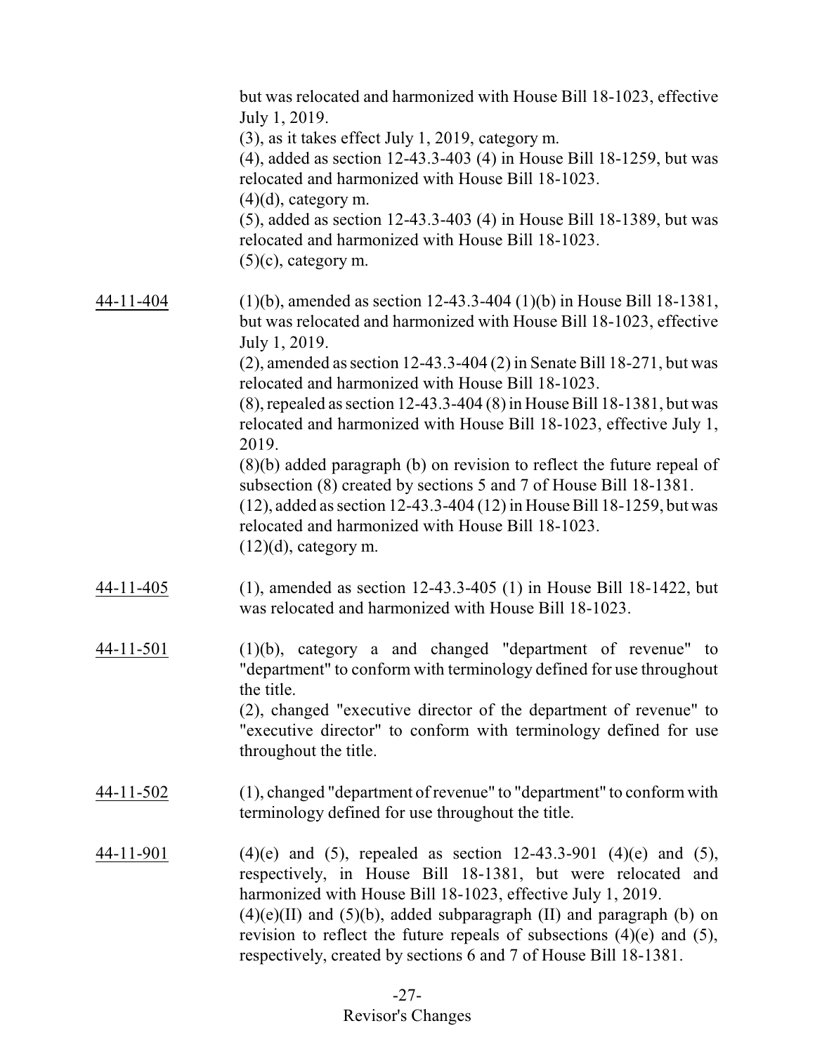but was relocated and harmonized with House Bill 18-1023, effective July 1, 2019.
(3), as it takes effect July 1, 2019, category m.
(4), added as section 12-43.3-403 (4) in House Bill 18-1259, but was relocated and harmonized with House Bill 18-1023.
(4)(d), category m.
(5), added as section 12-43.3-403 (4) in House Bill 18-1389, but was relocated and harmonized with House Bill 18-1023.
(5)(c), category m.

<u>44-11-404</u> (1)(b), amended as section 12-43.3-404 (1)(b) in House Bill 18-1381, but was relocated and harmonized with House Bill 18-1023, effective July 1, 2019.
(2), amended as section 12-43.3-404 (2) in Senate Bill 18-271, but was relocated and harmonized with House Bill 18-1023.
(8), repealed as section 12-43.3-404 (8) in House Bill 18-1381, but was relocated and harmonized with House Bill 18-1023, effective July 1, 2019.
(8)(b) added paragraph (b) on revision to reflect the future repeal of subsection (8) created by sections 5 and 7 of House Bill 18-1381.
(12), added as section 12-43.3-404 (12) in House Bill 18-1259, but was relocated and harmonized with House Bill 18-1023.
(12)(d), category m.

<u>44-11-405</u> (1), amended as section 12-43.3-405 (1) in House Bill 18-1422, but was relocated and harmonized with House Bill 18-1023.

<u>44-11-501</u> (1)(b), category a and changed "department of revenue" to "department" to conform with terminology defined for use throughout the title.
(2), changed "executive director of the department of revenue" to "executive director" to conform with terminology defined for use throughout the title.

<u>44-11-502</u> (1), changed "department of revenue" to "department" to conform with terminology defined for use throughout the title.

<u>44-11-901</u> (4)(e) and (5), repealed as section 12-43.3-901 (4)(e) and (5), respectively, in House Bill 18-1381, but were relocated and harmonized with House Bill 18-1023, effective July 1, 2019.
(4)(e)(II) and (5)(b), added subparagraph (II) and paragraph (b) on revision to reflect the future repeals of subsections (4)(e) and (5), respectively, created by sections 6 and 7 of House Bill 18-1381.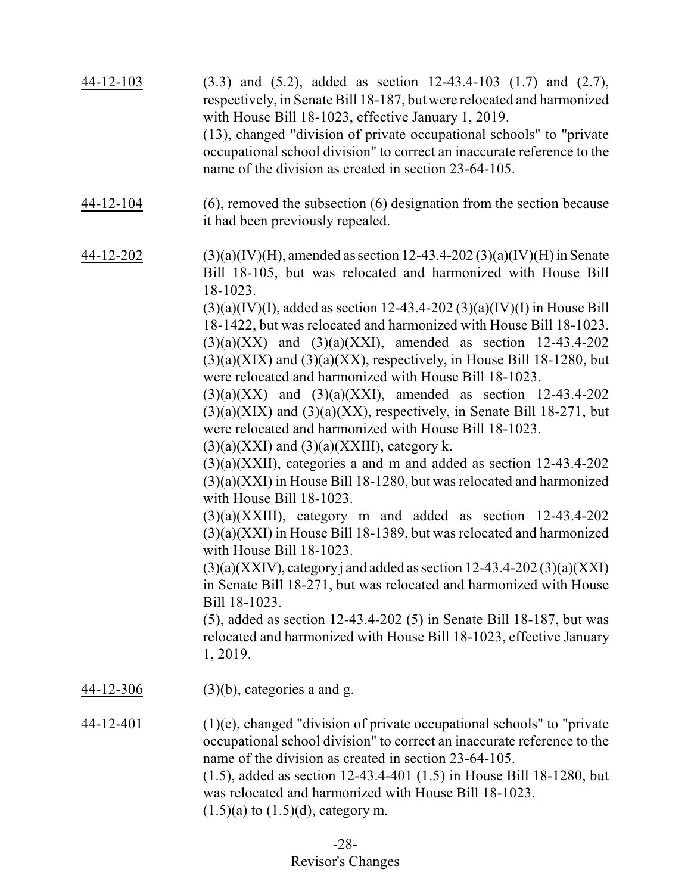<u>44-12-103</u> (3.3) and (5.2), added as section 12-43.4-103 (1.7) and (2.7), respectively, in Senate Bill 18-187, but were relocated and harmonized with House Bill 18-1023, effective January 1, 2019.
(13), changed "division of private occupational schools" to "private occupational school division" to correct an inaccurate reference to the name of the division as created in section 23-64-105.

<u>44-12-104</u> (6), removed the subsection (6) designation from the section because it had been previously repealed.

<u>44-12-202</u> (3)(a)(IV)(H), amended as section 12-43.4-202 (3)(a)(IV)(H) in Senate Bill 18-105, but was relocated and harmonized with House Bill 18-1023.
(3)(a)(IV)(I), added as section 12-43.4-202 (3)(a)(IV)(I) in House Bill 18-1422, but was relocated and harmonized with House Bill 18-1023.
(3)(a)(XX) and (3)(a)(XXI), amended as section 12-43.4-202 (3)(a)(XIX) and (3)(a)(XX), respectively, in House Bill 18-1280, but were relocated and harmonized with House Bill 18-1023.
(3)(a)(XX) and (3)(a)(XXI), amended as section 12-43.4-202 (3)(a)(XIX) and (3)(a)(XX), respectively, in Senate Bill 18-271, but were relocated and harmonized with House Bill 18-1023.
(3)(a)(XXI) and (3)(a)(XXIII), category k.
(3)(a)(XXII), categories a and m and added as section 12-43.4-202 (3)(a)(XXI) in House Bill 18-1280, but was relocated and harmonized with House Bill 18-1023.
(3)(a)(XXIII), category m and added as section 12-43.4-202 (3)(a)(XXI) in House Bill 18-1389, but was relocated and harmonized with House Bill 18-1023.
(3)(a)(XXIV), category j and added as section 12-43.4-202 (3)(a)(XXI) in Senate Bill 18-271, but was relocated and harmonized with House Bill 18-1023.
(5), added as section 12-43.4-202 (5) in Senate Bill 18-187, but was relocated and harmonized with House Bill 18-1023, effective January 1, 2019.

<u>44-12-306</u> (3)(b), categories a and g.

<u>44-12-401</u> (1)(e), changed "division of private occupational schools" to "private occupational school division" to correct an inaccurate reference to the name of the division as created in section 23-64-105.
(1.5), added as section 12-43.4-401 (1.5) in House Bill 18-1280, but was relocated and harmonized with House Bill 18-1023.
(1.5)(a) to (1.5)(d), category m.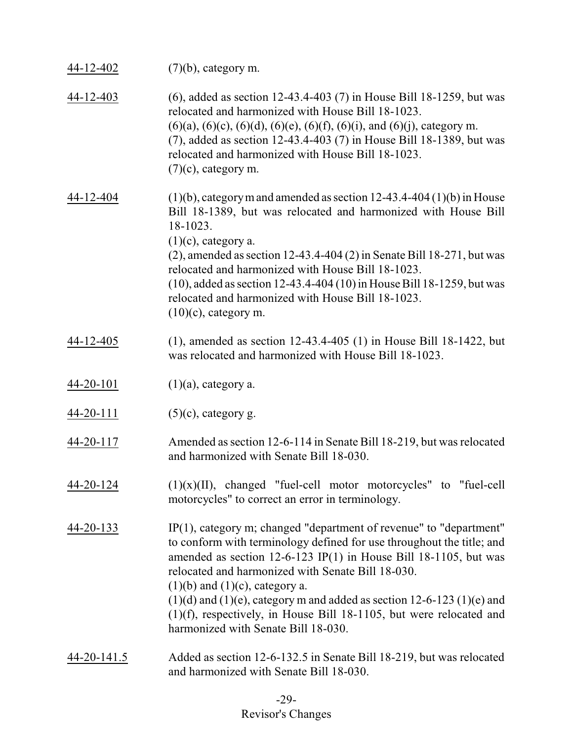44-12-402 (7)(b), category m.

44-12-403 (6), added as section 12-43.4-403 (7) in House Bill 18-1259, but was relocated and harmonized with House Bill 18-1023.
(6)(a), (6)(c), (6)(d), (6)(e), (6)(f), (6)(i), and (6)(j), category m.
(7), added as section 12-43.4-403 (7) in House Bill 18-1389, but was relocated and harmonized with House Bill 18-1023.
(7)(c), category m.

44-12-404 (1)(b), category m and amended as section 12-43.4-404 (1)(b) in House Bill 18-1389, but was relocated and harmonized with House Bill 18-1023.
(1)(c), category a.
(2), amended as section 12-43.4-404 (2) in Senate Bill 18-271, but was relocated and harmonized with House Bill 18-1023.
(10), added as section 12-43.4-404 (10) in House Bill 18-1259, but was relocated and harmonized with House Bill 18-1023.
(10)(c), category m.

44-12-405 (1), amended as section 12-43.4-405 (1) in House Bill 18-1422, but was relocated and harmonized with House Bill 18-1023.

44-20-101 (1)(a), category a.

44-20-111 (5)(c), category g.

44-20-117 Amended as section 12-6-114 in Senate Bill 18-219, but was relocated and harmonized with Senate Bill 18-030.

44-20-124 (1)(x)(II), changed "fuel-cell motor motorcycles" to "fuel-cell motorcycles" to correct an error in terminology.

44-20-133 IP(1), category m; changed "department of revenue" to "department" to conform with terminology defined for use throughout the title; and amended as section 12-6-123 IP(1) in House Bill 18-1105, but was relocated and harmonized with Senate Bill 18-030.
(1)(b) and (1)(c), category a.
(1)(d) and (1)(e), category m and added as section 12-6-123 (1)(e) and (1)(f), respectively, in House Bill 18-1105, but were relocated and harmonized with Senate Bill 18-030.

44-20-141.5 Added as section 12-6-132.5 in Senate Bill 18-219, but was relocated and harmonized with Senate Bill 18-030.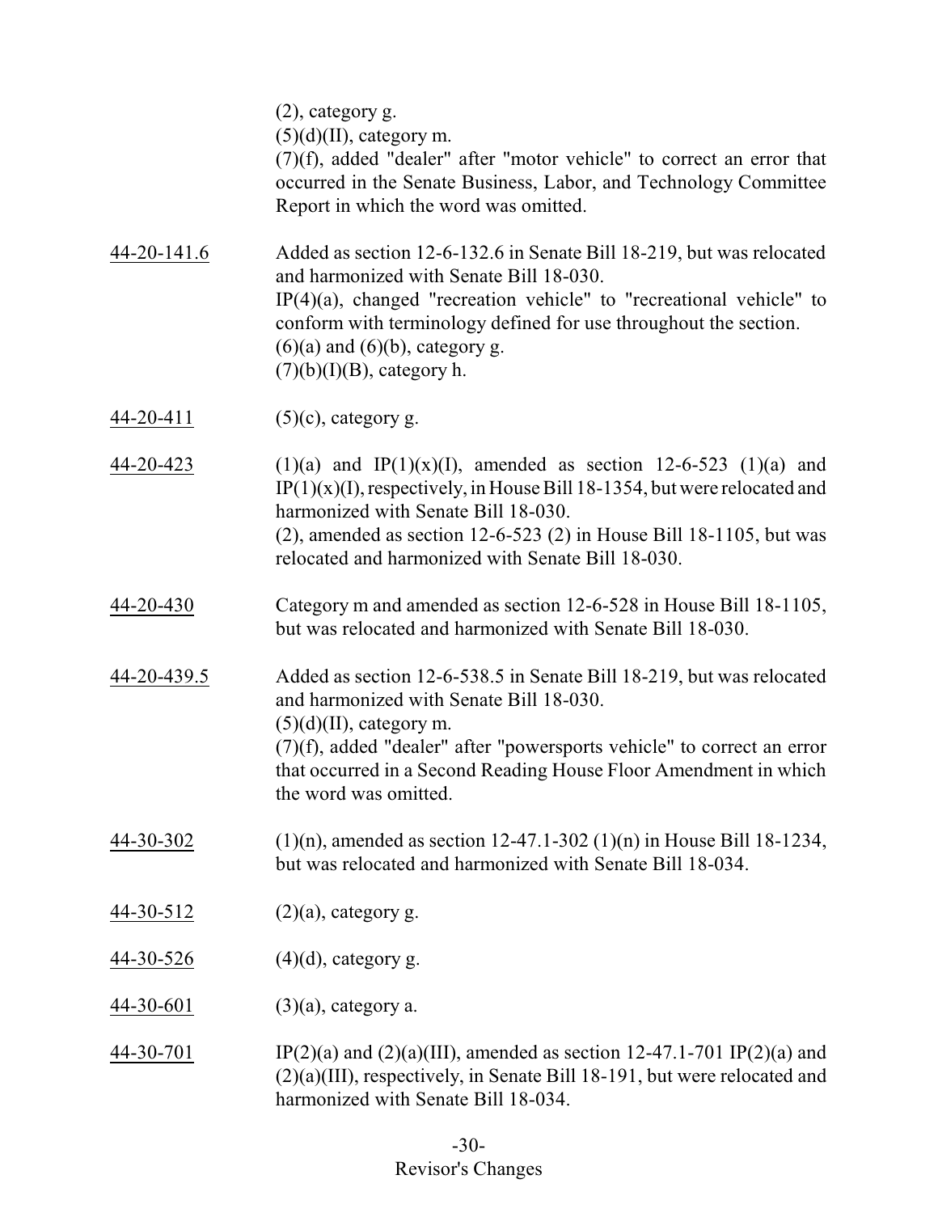(2), category g.
(5)(d)(II), category m.
(7)(f), added "dealer" after "motor vehicle" to correct an error that occurred in the Senate Business, Labor, and Technology Committee Report in which the word was omitted.

44-20-141.6 Added as section 12-6-132.6 in Senate Bill 18-219, but was relocated and harmonized with Senate Bill 18-030.
IP(4)(a), changed "recreation vehicle" to "recreational vehicle" to conform with terminology defined for use throughout the section.
(6)(a) and (6)(b), category g.
(7)(b)(I)(B), category h.

44-20-411 (5)(c), category g.

44-20-423 (1)(a) and IP(1)(x)(I), amended as section 12-6-523 (1)(a) and IP(1)(x)(I), respectively, in House Bill 18-1354, but were relocated and harmonized with Senate Bill 18-030.
(2), amended as section 12-6-523 (2) in House Bill 18-1105, but was relocated and harmonized with Senate Bill 18-030.

44-20-430 Category m and amended as section 12-6-528 in House Bill 18-1105, but was relocated and harmonized with Senate Bill 18-030.

44-20-439.5 Added as section 12-6-538.5 in Senate Bill 18-219, but was relocated and harmonized with Senate Bill 18-030.
(5)(d)(II), category m.
(7)(f), added "dealer" after "powersports vehicle" to correct an error that occurred in a Second Reading House Floor Amendment in which the word was omitted.

44-30-302 (1)(n), amended as section 12-47.1-302 (1)(n) in House Bill 18-1234, but was relocated and harmonized with Senate Bill 18-034.

44-30-512 (2)(a), category g.

44-30-526 (4)(d), category g.

44-30-601 (3)(a), category a.

44-30-701 IP(2)(a) and (2)(a)(III), amended as section 12-47.1-701 IP(2)(a) and (2)(a)(III), respectively, in Senate Bill 18-191, but were relocated and harmonized with Senate Bill 18-034.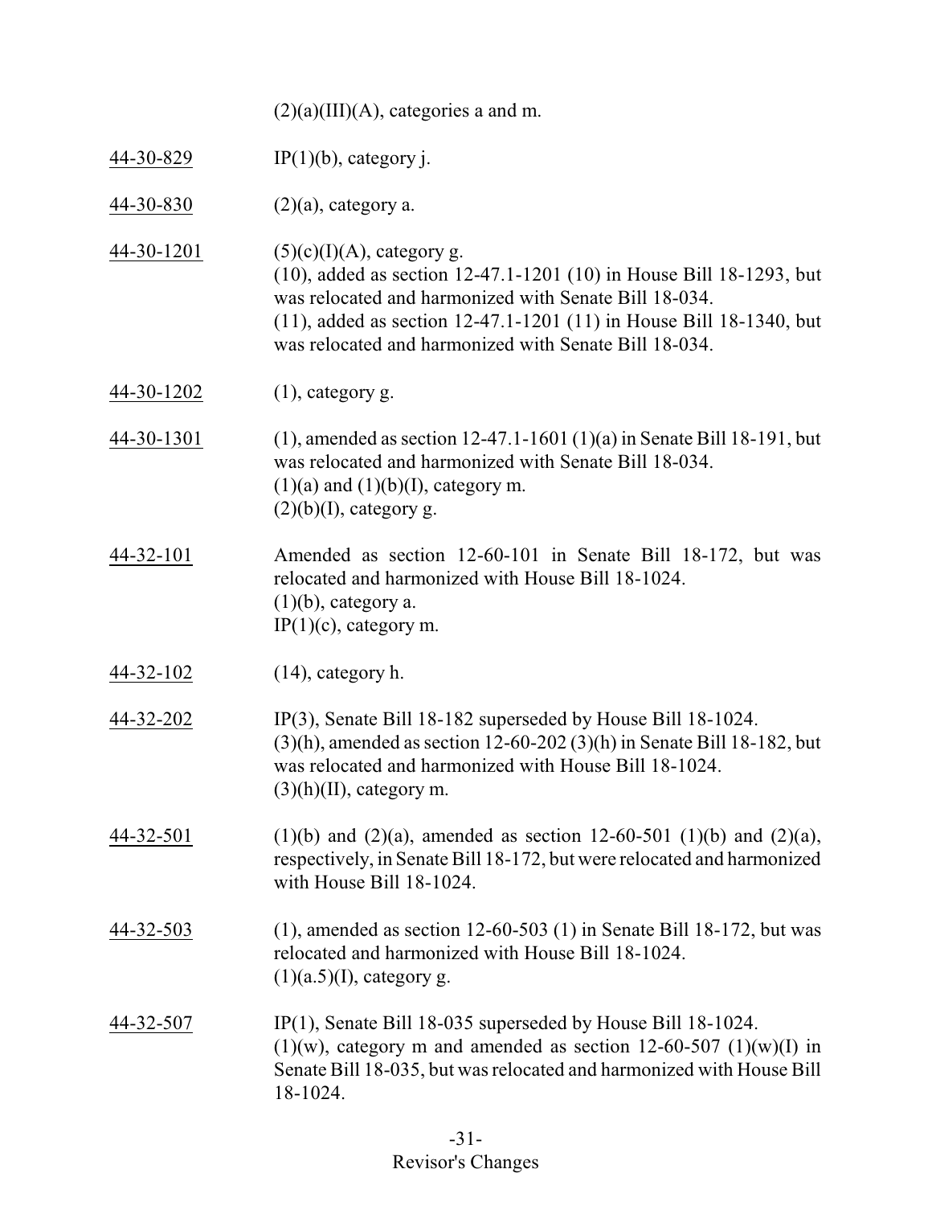(2)(a)(III)(A), categories a and m.

| | |
|---|---|
| 44-30-829 | IP(1)(b), category j. |
| 44-30-830 | (2)(a), category a. |
| 44-30-1201 | (5)(c)(I)(A), category g.<br>(10), added as section 12-47.1-1201 (10) in House Bill 18-1293, but was relocated and harmonized with Senate Bill 18-034.<br>(11), added as section 12-47.1-1201 (11) in House Bill 18-1340, but was relocated and harmonized with Senate Bill 18-034. |
| 44-30-1202 | (1), category g. |
| 44-30-1301 | (1), amended as section 12-47.1-1601 (1)(a) in Senate Bill 18-191, but was relocated and harmonized with Senate Bill 18-034.<br>(1)(a) and (1)(b)(I), category m.<br>(2)(b)(I), category g. |
| 44-32-101 | Amended as section 12-60-101 in Senate Bill 18-172, but was relocated and harmonized with House Bill 18-1024.<br>(1)(b), category a.<br>IP(1)(c), category m. |
| 44-32-102 | (14), category h. |
| 44-32-202 | IP(3), Senate Bill 18-182 superseded by House Bill 18-1024.<br>(3)(h), amended as section 12-60-202 (3)(h) in Senate Bill 18-182, but was relocated and harmonized with House Bill 18-1024.<br>(3)(h)(II), category m. |
| 44-32-501 | (1)(b) and (2)(a), amended as section 12-60-501 (1)(b) and (2)(a), respectively, in Senate Bill 18-172, but were relocated and harmonized with House Bill 18-1024. |
| 44-32-503 | (1), amended as section 12-60-503 (1) in Senate Bill 18-172, but was relocated and harmonized with House Bill 18-1024.<br>(1)(a.5)(I), category g. |
| 44-32-507 | IP(1), Senate Bill 18-035 superseded by House Bill 18-1024.<br>(1)(w), category m and amended as section 12-60-507 (1)(w)(I) in Senate Bill 18-035, but was relocated and harmonized with House Bill 18-1024. |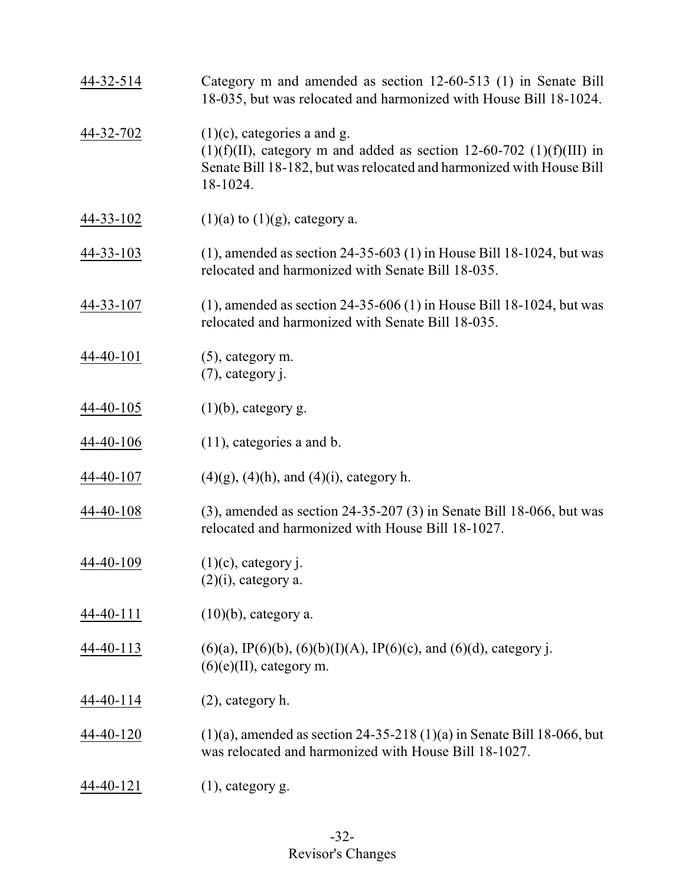<u>44-32-514</u> Category m and amended as section 12-60-513 (1) in Senate Bill 18-035, but was relocated and harmonized with House Bill 18-1024.

<u>44-32-702</u> (1)(c), categories a and g.
(1)(f)(II), category m and added as section 12-60-702 (1)(f)(III) in Senate Bill 18-182, but was relocated and harmonized with House Bill 18-1024.

<u>44-33-102</u> (1)(a) to (1)(g), category a.

<u>44-33-103</u> (1), amended as section 24-35-603 (1) in House Bill 18-1024, but was relocated and harmonized with Senate Bill 18-035.

<u>44-33-107</u> (1), amended as section 24-35-606 (1) in House Bill 18-1024, but was relocated and harmonized with Senate Bill 18-035.

<u>44-40-101</u> (5), category m.
(7), category j.

<u>44-40-105</u> (1)(b), category g.

<u>44-40-106</u> (11), categories a and b.

<u>44-40-107</u> (4)(g), (4)(h), and (4)(i), category h.

<u>44-40-108</u> (3), amended as section 24-35-207 (3) in Senate Bill 18-066, but was relocated and harmonized with House Bill 18-1027.

<u>44-40-109</u> (1)(c), category j.
(2)(i), category a.

<u>44-40-111</u> (10)(b), category a.

<u>44-40-113</u> (6)(a), IP(6)(b), (6)(b)(I)(A), IP(6)(c), and (6)(d), category j.
(6)(e)(II), category m.

<u>44-40-114</u> (2), category h.

<u>44-40-120</u> (1)(a), amended as section 24-35-218 (1)(a) in Senate Bill 18-066, but was relocated and harmonized with House Bill 18-1027.

<u>44-40-121</u> (1), category g.